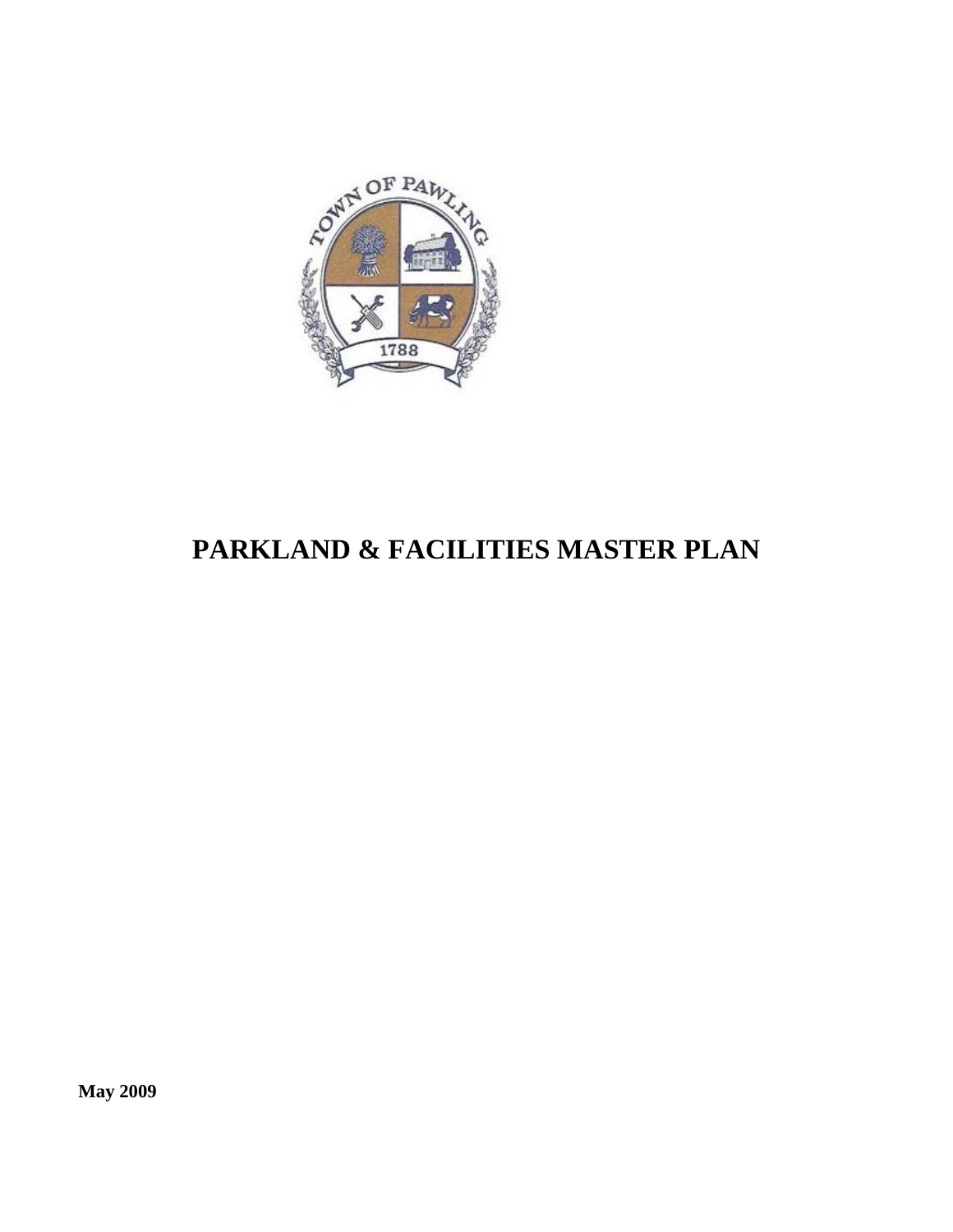# PARKLAND & FACILITIES MASTER PLAN

**May 2009**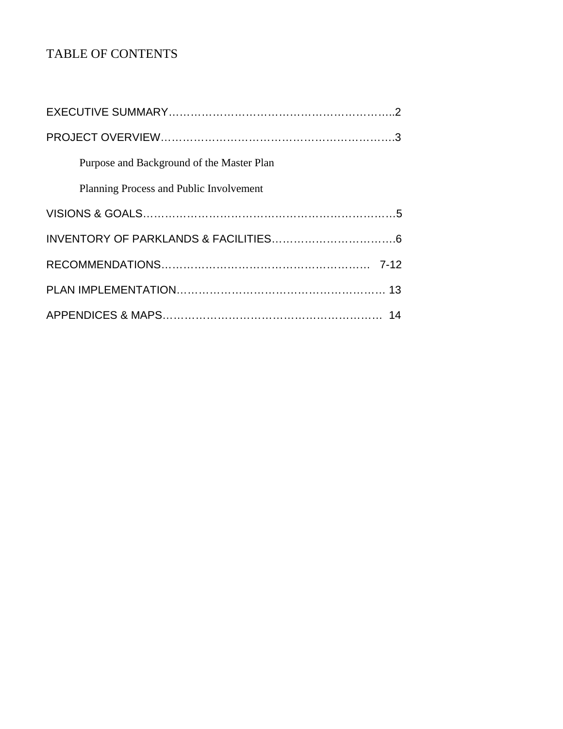# TABLE OF CONTENTS

EXECUTIVE SUMMARY……………………………………………………..2

PROJECT OVERVIEW…………………………………………………….3

Purpose and Background of the Master Plan

Planning Process and Public Involvement

VISIONS & GOALS………………………………………………………5

INVENTORY OF PARKLANDS & FACILITIES…………………………….6

RECOMMENDATIONS……………………………………………… 7-12

PLAN IMPLEMENTATION……………………………………………. 13

APPENDICES & MAPS…………………………………………………  14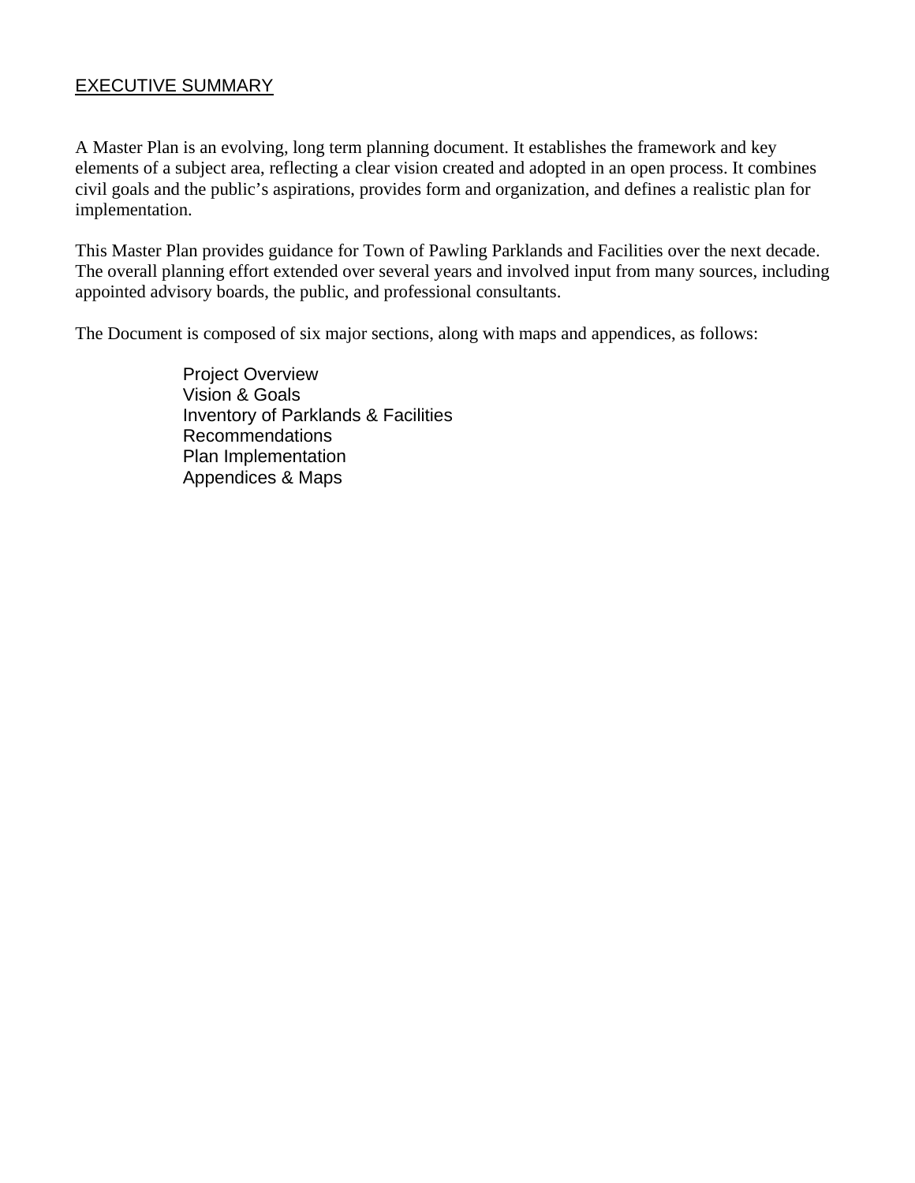## EXECUTIVE SUMMARY

A Master Plan is an evolving, long term planning document. It establishes the framework and key elements of a subject area, reflecting a clear vision created and adopted in an open process. It combines civil goals and the public's aspirations, provides form and organization, and defines a realistic plan for implementation.

This Master Plan provides guidance for Town of Pawling Parklands and Facilities over the next decade. The overall planning effort extended over several years and involved input from many sources, including appointed advisory boards, the public, and professional consultants.

The Document is composed of six major sections, along with maps and appendices, as follows:

- Project Overview
- Vision & Goals
- Inventory of Parklands & Facilities
- Recommendations
- Plan Implementation
- Appendices & Maps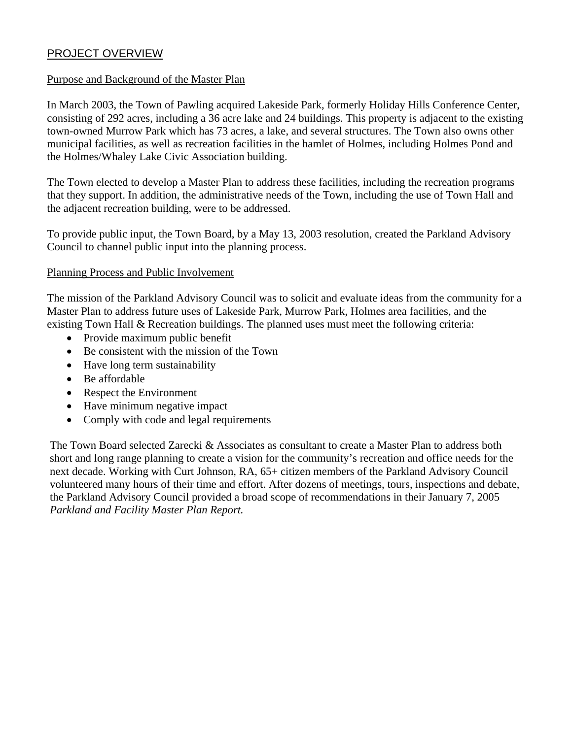## PROJECT OVERVIEW

### Purpose and Background of the Master Plan

In March 2003, the Town of Pawling acquired Lakeside Park, formerly Holiday Hills Conference Center, consisting of 292 acres, including a 36 acre lake and 24 buildings. This property is adjacent to the existing town-owned Murrow Park which has 73 acres, a lake, and several structures. The Town also owns other municipal facilities, as well as recreation facilities in the hamlet of Holmes, including Holmes Pond and the Holmes/Whaley Lake Civic Association building.

The Town elected to develop a Master Plan to address these facilities, including the recreation programs that they support. In addition, the administrative needs of the Town, including the use of Town Hall and the adjacent recreation building, were to be addressed.

To provide public input, the Town Board, by a May 13, 2003 resolution, created the Parkland Advisory Council to channel public input into the planning process.

### Planning Process and Public Involvement

The mission of the Parkland Advisory Council was to solicit and evaluate ideas from the community for a Master Plan to address future uses of Lakeside Park, Murrow Park, Holmes area facilities, and the existing Town Hall & Recreation buildings. The planned uses must meet the following criteria:

- Provide maximum public benefit
- Be consistent with the mission of the Town
- Have long term sustainability
- Be affordable
- Respect the Environment
- Have minimum negative impact
- Comply with code and legal requirements

The Town Board selected Zarecki & Associates as consultant to create a Master Plan to address both short and long range planning to create a vision for the community's recreation and office needs for the next decade. Working with Curt Johnson, RA, 65+ citizen members of the Parkland Advisory Council volunteered many hours of their time and effort. After dozens of meetings, tours, inspections and debate, the Parkland Advisory Council provided a broad scope of recommendations in their January 7, 2005 *Parkland and Facility Master Plan Report.*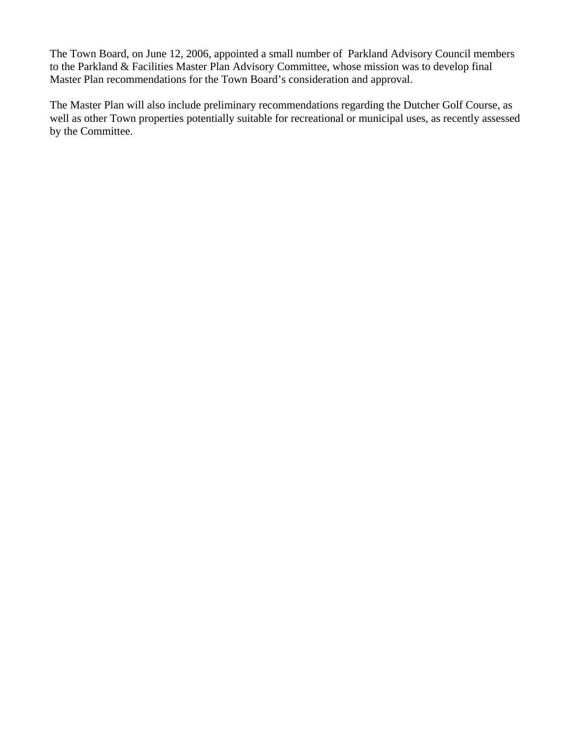The Town Board, on June 12, 2006, appointed a small number of Parkland Advisory Council members to the Parkland & Facilities Master Plan Advisory Committee, whose mission was to develop final Master Plan recommendations for the Town Board's consideration and approval.

The Master Plan will also include preliminary recommendations regarding the Dutcher Golf Course, as well as other Town properties potentially suitable for recreational or municipal uses, as recently assessed by the Committee.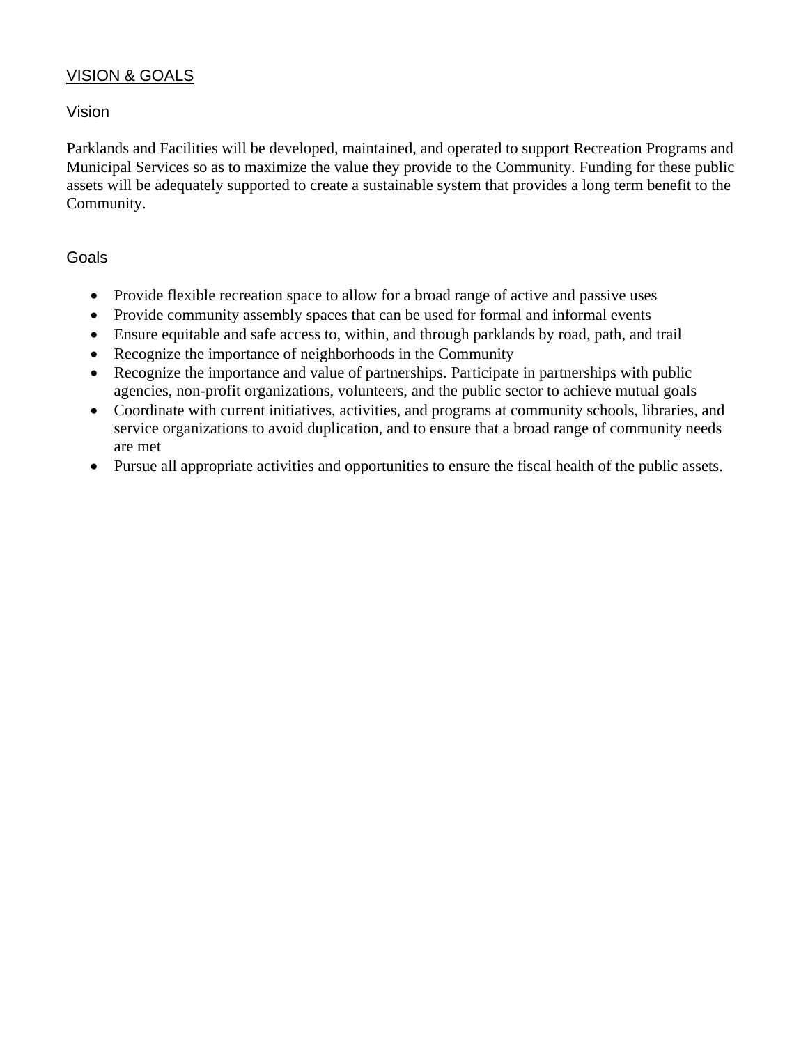## VISION & GOALS

### Vision

Parklands and Facilities will be developed, maintained, and operated to support Recreation Programs and Municipal Services so as to maximize the value they provide to the Community. Funding for these public assets will be adequately supported to create a sustainable system that provides a long term benefit to the Community.

### Goals

- Provide flexible recreation space to allow for a broad range of active and passive uses
- Provide community assembly spaces that can be used for formal and informal events
- Ensure equitable and safe access to, within, and through parklands by road, path, and trail
- Recognize the importance of neighborhoods in the Community
- Recognize the importance and value of partnerships. Participate in partnerships with public agencies, non-profit organizations, volunteers, and the public sector to achieve mutual goals
- Coordinate with current initiatives, activities, and programs at community schools, libraries, and service organizations to avoid duplication, and to ensure that a broad range of community needs are met
- Pursue all appropriate activities and opportunities to ensure the fiscal health of the public assets.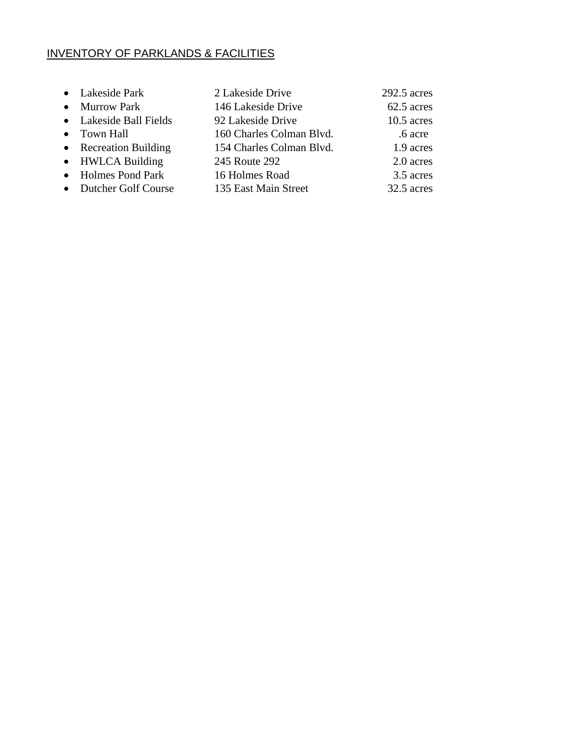<u>INVENTORY OF PARKLANDS & FACILITIES</u>

- Lakeside Park — 2 Lakeside Drive — 292.5 acres
- Murrow Park — 146 Lakeside Drive — 62.5 acres
- Lakeside Ball Fields — 92 Lakeside Drive — 10.5 acres
- Town Hall — 160 Charles Colman Blvd. — .6 acre
- Recreation Building — 154 Charles Colman Blvd. — 1.9 acres
- HWLCA Building — 245 Route 292 — 2.0 acres
- Holmes Pond Park — 16 Holmes Road — 3.5 acres
- Dutcher Golf Course — 135 East Main Street — 32.5 acres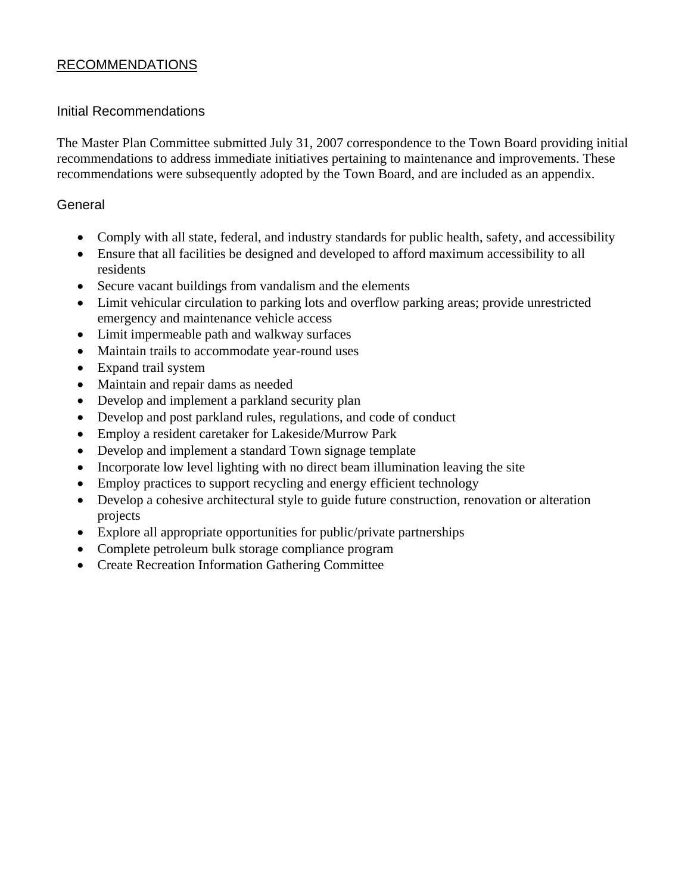## RECOMMENDATIONS

### Initial Recommendations

The Master Plan Committee submitted July 31, 2007 correspondence to the Town Board providing initial recommendations to address immediate initiatives pertaining to maintenance and improvements. These recommendations were subsequently adopted by the Town Board, and are included as an appendix.

### General

- Comply with all state, federal, and industry standards for public health, safety, and accessibility
- Ensure that all facilities be designed and developed to afford maximum accessibility to all residents
- Secure vacant buildings from vandalism and the elements
- Limit vehicular circulation to parking lots and overflow parking areas; provide unrestricted emergency and maintenance vehicle access
- Limit impermeable path and walkway surfaces
- Maintain trails to accommodate year-round uses
- Expand trail system
- Maintain and repair dams as needed
- Develop and implement a parkland security plan
- Develop and post parkland rules, regulations, and code of conduct
- Employ a resident caretaker for Lakeside/Murrow Park
- Develop and implement a standard Town signage template
- Incorporate low level lighting with no direct beam illumination leaving the site
- Employ practices to support recycling and energy efficient technology
- Develop a cohesive architectural style to guide future construction, renovation or alteration projects
- Explore all appropriate opportunities for public/private partnerships
- Complete petroleum bulk storage compliance program
- Create Recreation Information Gathering Committee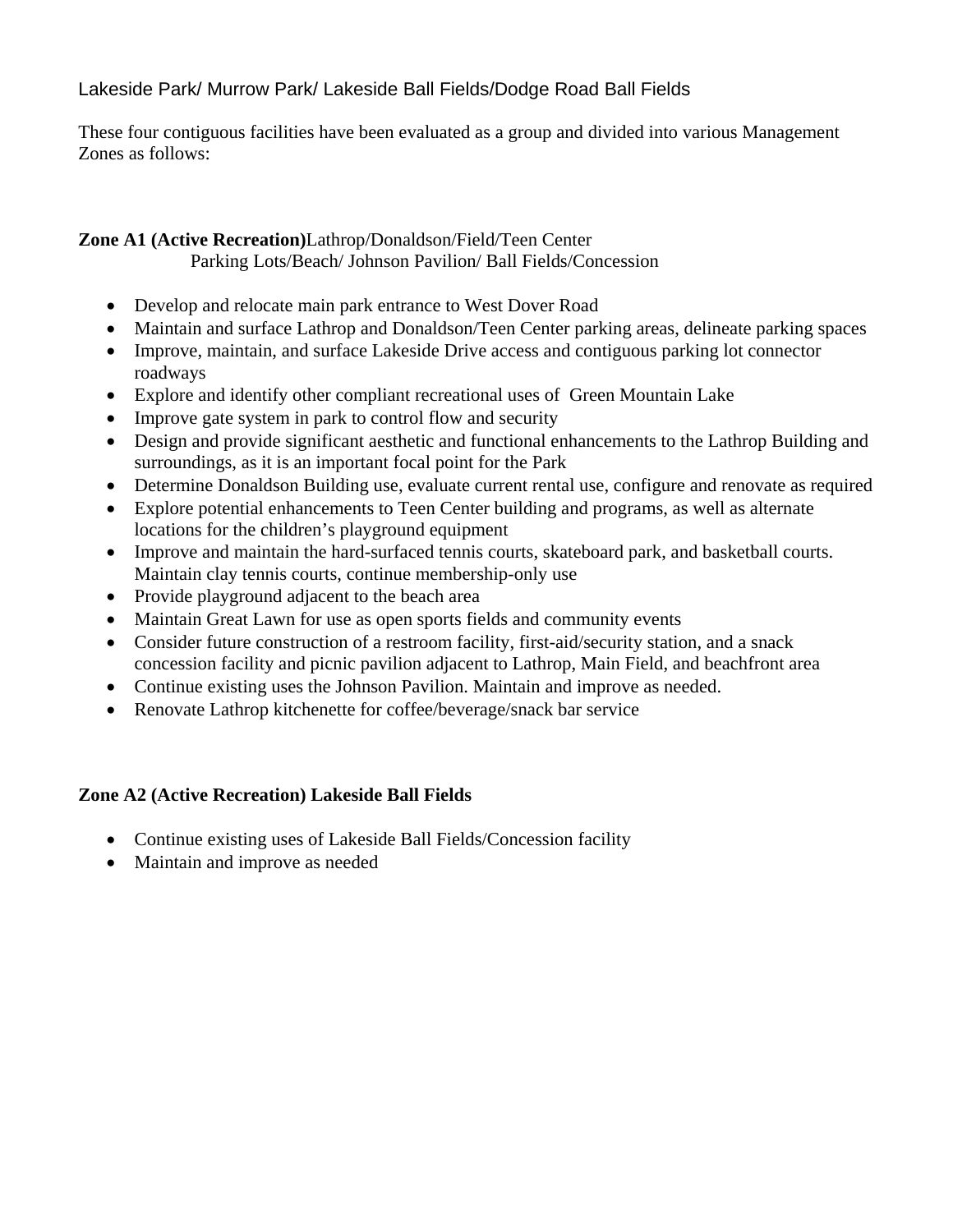Lakeside Park/ Murrow Park/ Lakeside Ball Fields/Dodge Road Ball Fields

These four contiguous facilities have been evaluated as a group and divided into various Management Zones as follows:

**Zone A1 (Active Recreation)** Lathrop/Donaldson/Field/Teen Center Parking Lots/Beach/ Johnson Pavilion/ Ball Fields/Concession

- Develop and relocate main park entrance to West Dover Road
- Maintain and surface Lathrop and Donaldson/Teen Center parking areas, delineate parking spaces
- Improve, maintain, and surface Lakeside Drive access and contiguous parking lot connector roadways
- Explore and identify other compliant recreational uses of Green Mountain Lake
- Improve gate system in park to control flow and security
- Design and provide significant aesthetic and functional enhancements to the Lathrop Building and surroundings, as it is an important focal point for the Park
- Determine Donaldson Building use, evaluate current rental use, configure and renovate as required
- Explore potential enhancements to Teen Center building and programs, as well as alternate locations for the children's playground equipment
- Improve and maintain the hard-surfaced tennis courts, skateboard park, and basketball courts. Maintain clay tennis courts, continue membership-only use
- Provide playground adjacent to the beach area
- Maintain Great Lawn for use as open sports fields and community events
- Consider future construction of a restroom facility, first-aid/security station, and a snack concession facility and picnic pavilion adjacent to Lathrop, Main Field, and beachfront area
- Continue existing uses the Johnson Pavilion. Maintain and improve as needed.
- Renovate Lathrop kitchenette for coffee/beverage/snack bar service

**Zone A2 (Active Recreation) Lakeside Ball Fields**

- Continue existing uses of Lakeside Ball Fields/Concession facility
- Maintain and improve as needed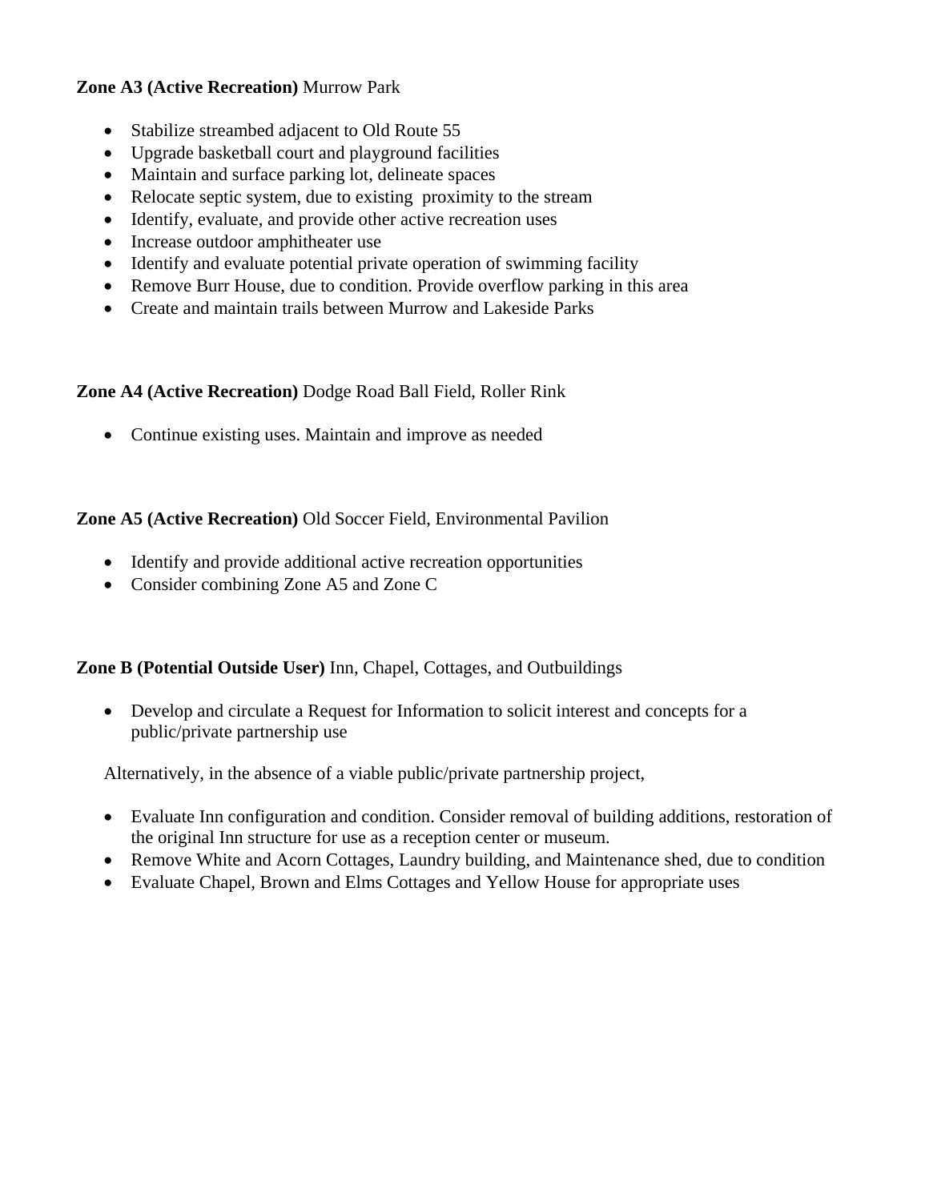**Zone A3 (Active Recreation)** Murrow Park

- Stabilize streambed adjacent to Old Route 55
- Upgrade basketball court and playground facilities
- Maintain and surface parking lot, delineate spaces
- Relocate septic system, due to existing proximity to the stream
- Identify, evaluate, and provide other active recreation uses
- Increase outdoor amphitheater use
- Identify and evaluate potential private operation of swimming facility
- Remove Burr House, due to condition. Provide overflow parking in this area
- Create and maintain trails between Murrow and Lakeside Parks

**Zone A4 (Active Recreation)** Dodge Road Ball Field, Roller Rink

- Continue existing uses. Maintain and improve as needed

**Zone A5 (Active Recreation)** Old Soccer Field, Environmental Pavilion

- Identify and provide additional active recreation opportunities
- Consider combining Zone A5 and Zone C

**Zone B (Potential Outside User)** Inn, Chapel, Cottages, and Outbuildings

- Develop and circulate a Request for Information to solicit interest and concepts for a public/private partnership use

Alternatively, in the absence of a viable public/private partnership project,

- Evaluate Inn configuration and condition. Consider removal of building additions, restoration of the original Inn structure for use as a reception center or museum.
- Remove White and Acorn Cottages, Laundry building, and Maintenance shed, due to condition
- Evaluate Chapel, Brown and Elms Cottages and Yellow House for appropriate uses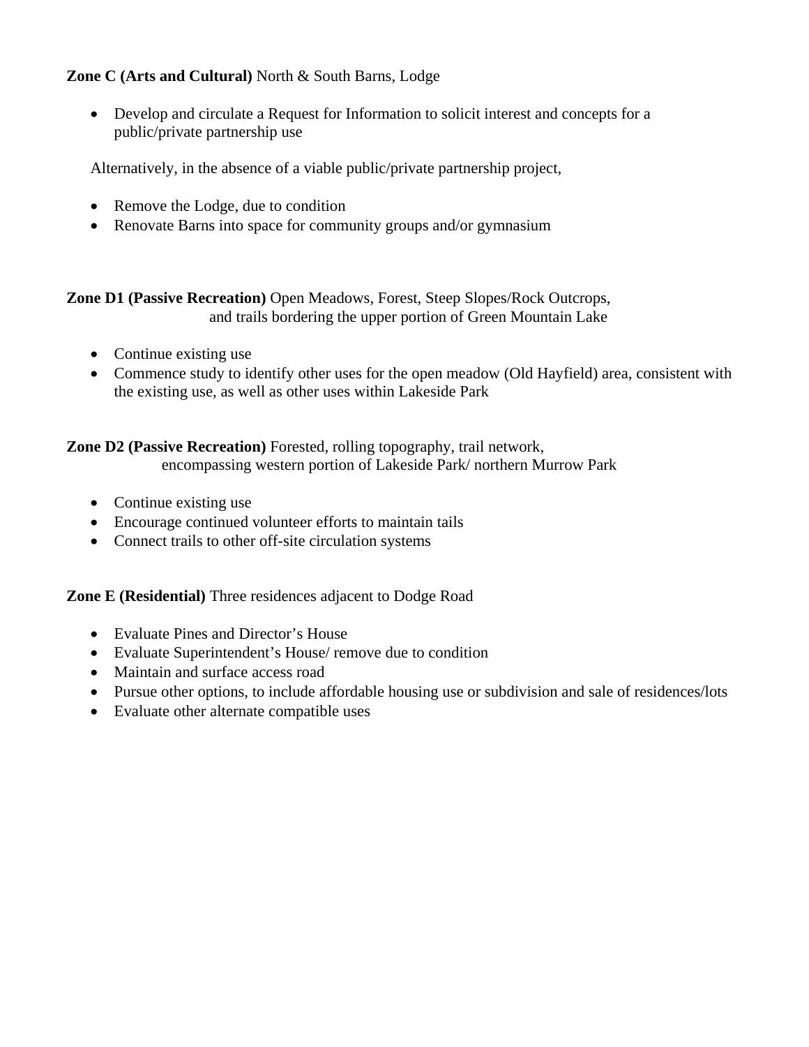**Zone C (Arts and Cultural)** North & South Barns, Lodge

- Develop and circulate a Request for Information to solicit interest and concepts for a public/private partnership use

Alternatively, in the absence of a viable public/private partnership project,

- Remove the Lodge, due to condition
- Renovate Barns into space for community groups and/or gymnasium

**Zone D1 (Passive Recreation)** Open Meadows, Forest, Steep Slopes/Rock Outcrops, and trails bordering the upper portion of Green Mountain Lake

- Continue existing use
- Commence study to identify other uses for the open meadow (Old Hayfield) area, consistent with the existing use, as well as other uses within Lakeside Park

**Zone D2 (Passive Recreation)** Forested, rolling topography, trail network, encompassing western portion of Lakeside Park/ northern Murrow Park

- Continue existing use
- Encourage continued volunteer efforts to maintain tails
- Connect trails to other off-site circulation systems

**Zone E (Residential)** Three residences adjacent to Dodge Road

- Evaluate Pines and Director's House
- Evaluate Superintendent's House/ remove due to condition
- Maintain and surface access road
- Pursue other options, to include affordable housing use or subdivision and sale of residences/lots
- Evaluate other alternate compatible uses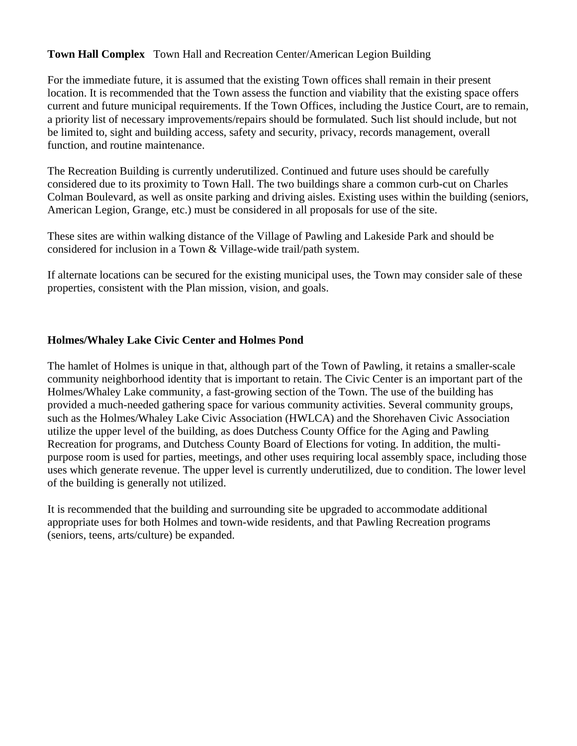**Town Hall Complex** Town Hall and Recreation Center/American Legion Building

For the immediate future, it is assumed that the existing Town offices shall remain in their present location. It is recommended that the Town assess the function and viability that the existing space offers current and future municipal requirements. If the Town Offices, including the Justice Court, are to remain, a priority list of necessary improvements/repairs should be formulated. Such list should include, but not be limited to, sight and building access, safety and security, privacy, records management, overall function, and routine maintenance.

The Recreation Building is currently underutilized. Continued and future uses should be carefully considered due to its proximity to Town Hall. The two buildings share a common curb-cut on Charles Colman Boulevard, as well as onsite parking and driving aisles. Existing uses within the building (seniors, American Legion, Grange, etc.) must be considered in all proposals for use of the site.

These sites are within walking distance of the Village of Pawling and Lakeside Park and should be considered for inclusion in a Town & Village-wide trail/path system.

If alternate locations can be secured for the existing municipal uses, the Town may consider sale of these properties, consistent with the Plan mission, vision, and goals.

**Holmes/Whaley Lake Civic Center and Holmes Pond**

The hamlet of Holmes is unique in that, although part of the Town of Pawling, it retains a smaller-scale community neighborhood identity that is important to retain. The Civic Center is an important part of the Holmes/Whaley Lake community, a fast-growing section of the Town. The use of the building has provided a much-needed gathering space for various community activities. Several community groups, such as the Holmes/Whaley Lake Civic Association (HWLCA) and the Shorehaven Civic Association utilize the upper level of the building, as does Dutchess County Office for the Aging and Pawling Recreation for programs, and Dutchess County Board of Elections for voting. In addition, the multi-purpose room is used for parties, meetings, and other uses requiring local assembly space, including those uses which generate revenue. The upper level is currently underutilized, due to condition. The lower level of the building is generally not utilized.

It is recommended that the building and surrounding site be upgraded to accommodate additional appropriate uses for both Holmes and town-wide residents, and that Pawling Recreation programs (seniors, teens, arts/culture) be expanded.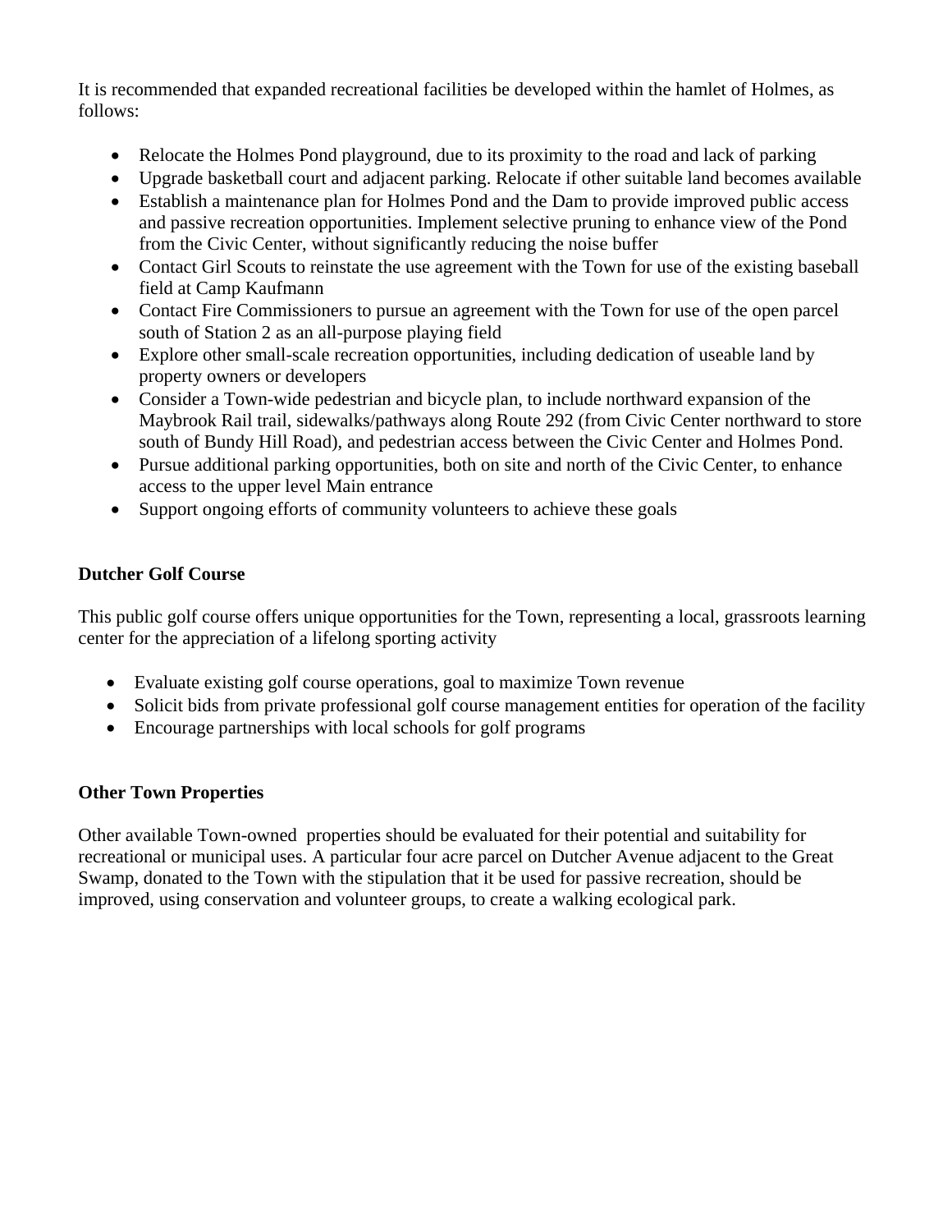It is recommended that expanded recreational facilities be developed within the hamlet of Holmes, as follows:

- Relocate the Holmes Pond playground, due to its proximity to the road and lack of parking
- Upgrade basketball court and adjacent parking. Relocate if other suitable land becomes available
- Establish a maintenance plan for Holmes Pond and the Dam to provide improved public access and passive recreation opportunities. Implement selective pruning to enhance view of the Pond from the Civic Center, without significantly reducing the noise buffer
- Contact Girl Scouts to reinstate the use agreement with the Town for use of the existing baseball field at Camp Kaufmann
- Contact Fire Commissioners to pursue an agreement with the Town for use of the open parcel south of Station 2 as an all-purpose playing field
- Explore other small-scale recreation opportunities, including dedication of useable land by property owners or developers
- Consider a Town-wide pedestrian and bicycle plan, to include northward expansion of the Maybrook Rail trail, sidewalks/pathways along Route 292 (from Civic Center northward to store south of Bundy Hill Road), and pedestrian access between the Civic Center and Holmes Pond.
- Pursue additional parking opportunities, both on site and north of the Civic Center, to enhance access to the upper level Main entrance
- Support ongoing efforts of community volunteers to achieve these goals

**Dutcher Golf Course**

This public golf course offers unique opportunities for the Town, representing a local, grassroots learning center for the appreciation of a lifelong sporting activity

- Evaluate existing golf course operations, goal to maximize Town revenue
- Solicit bids from private professional golf course management entities for operation of the facility
- Encourage partnerships with local schools for golf programs

**Other Town Properties**

Other available Town-owned properties should be evaluated for their potential and suitability for recreational or municipal uses. A particular four acre parcel on Dutcher Avenue adjacent to the Great Swamp, donated to the Town with the stipulation that it be used for passive recreation, should be improved, using conservation and volunteer groups, to create a walking ecological park.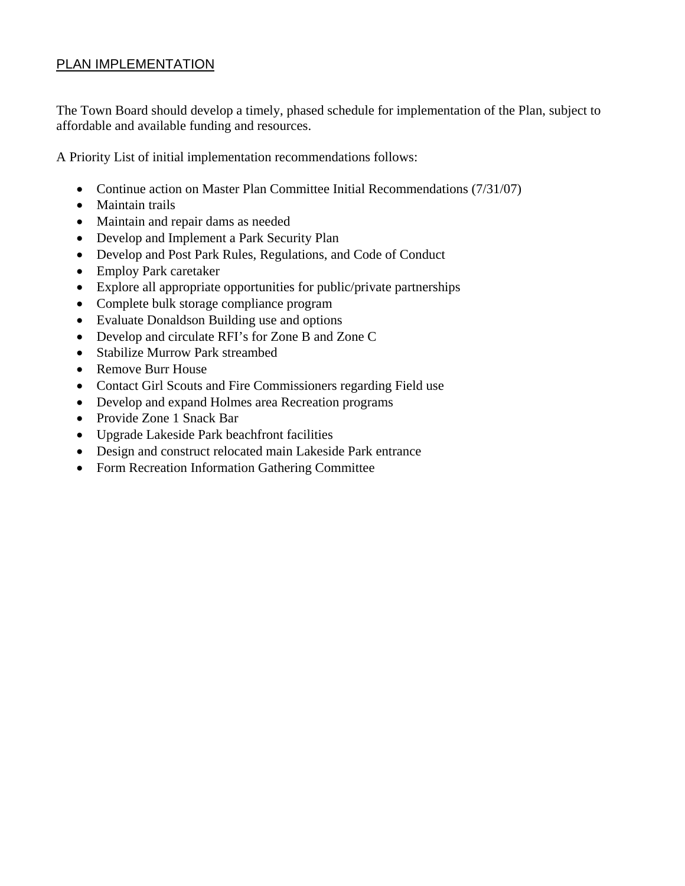## PLAN IMPLEMENTATION

The Town Board should develop a timely, phased schedule for implementation of the Plan, subject to affordable and available funding and resources.

A Priority List of initial implementation recommendations follows:

- Continue action on Master Plan Committee Initial Recommendations (7/31/07)
- Maintain trails
- Maintain and repair dams as needed
- Develop and Implement a Park Security Plan
- Develop and Post Park Rules, Regulations, and Code of Conduct
- Employ Park caretaker
- Explore all appropriate opportunities for public/private partnerships
- Complete bulk storage compliance program
- Evaluate Donaldson Building use and options
- Develop and circulate RFI's for Zone B and Zone C
- Stabilize Murrow Park streambed
- Remove Burr House
- Contact Girl Scouts and Fire Commissioners regarding Field use
- Develop and expand Holmes area Recreation programs
- Provide Zone 1 Snack Bar
- Upgrade Lakeside Park beachfront facilities
- Design and construct relocated main Lakeside Park entrance
- Form Recreation Information Gathering Committee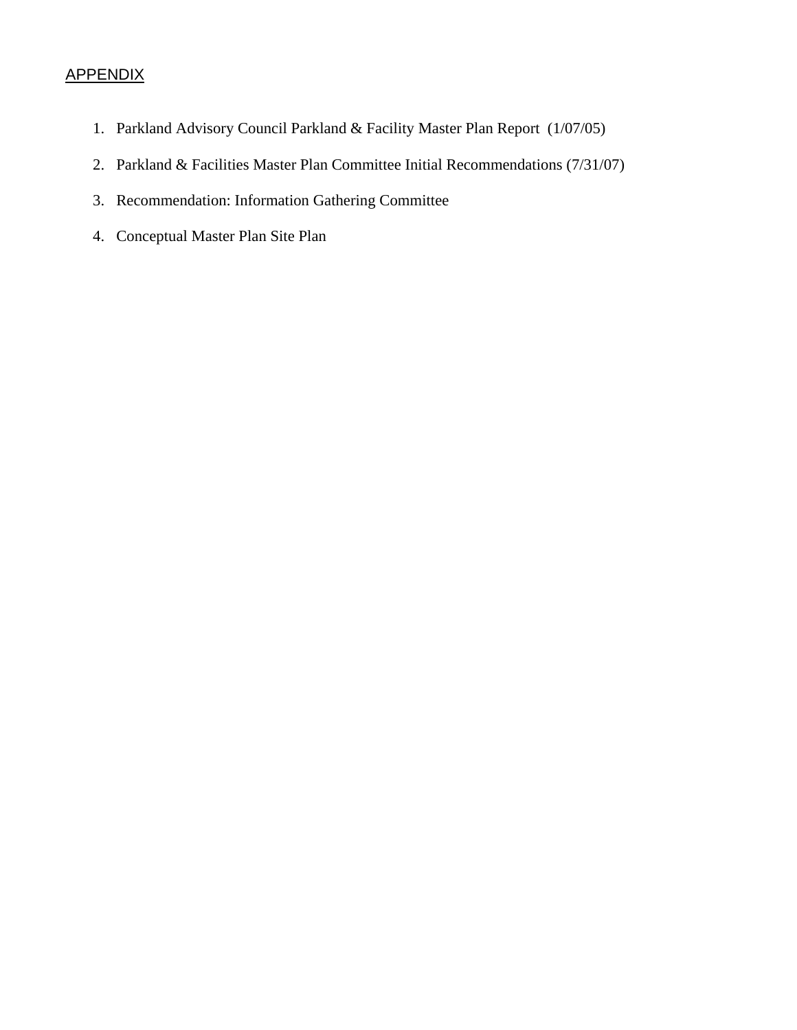## APPENDIX

1. Parkland Advisory Council Parkland & Facility Master Plan Report (1/07/05)
2. Parkland & Facilities Master Plan Committee Initial Recommendations (7/31/07)
3. Recommendation: Information Gathering Committee
4. Conceptual Master Plan Site Plan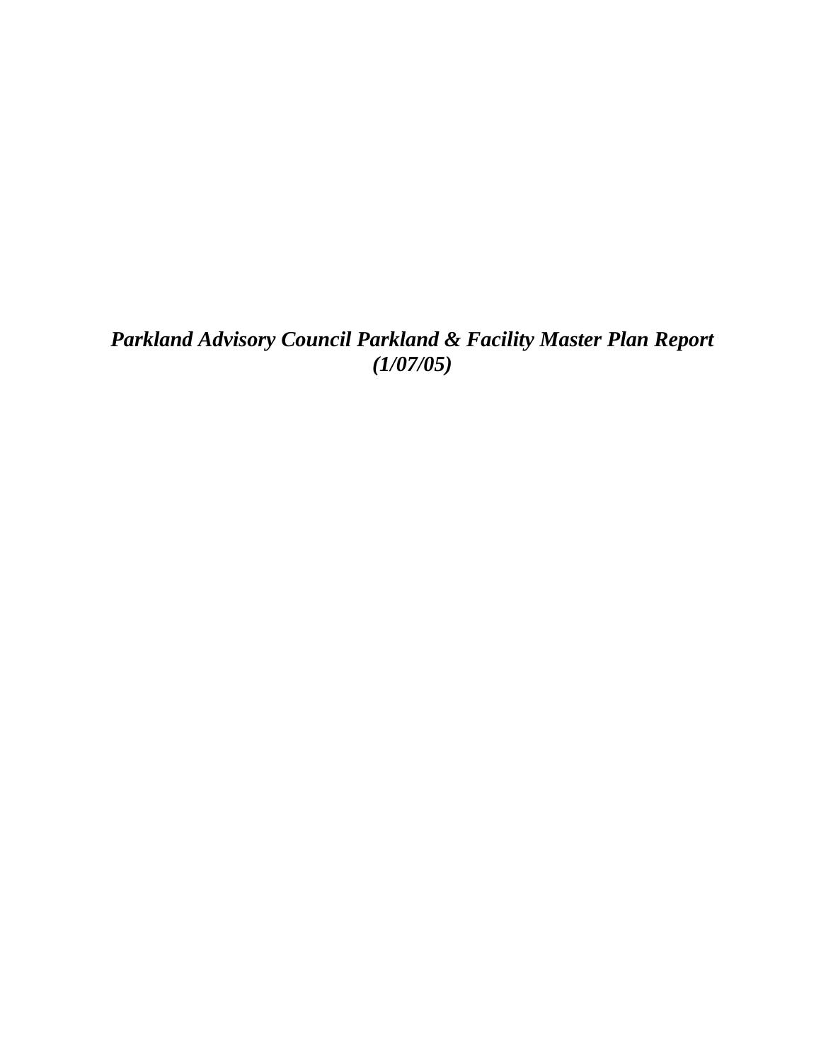***Parkland Advisory Council Parkland & Facility Master Plan Report (1/07/05)***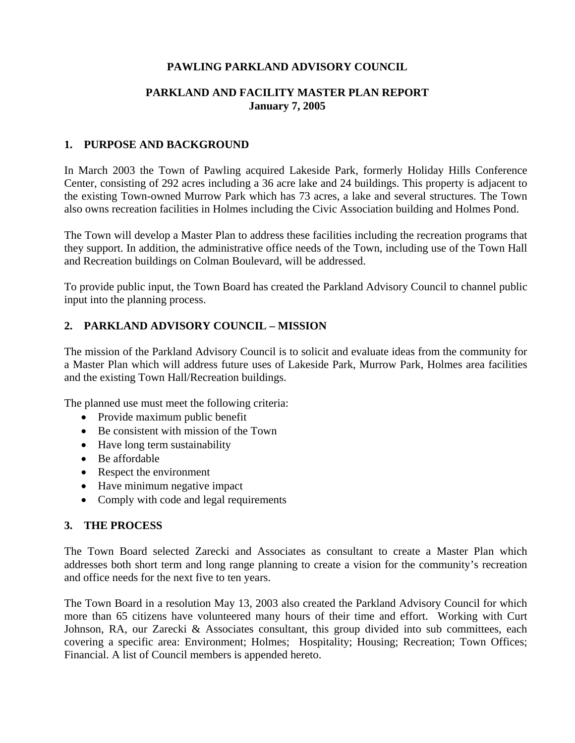# PAWLING PARKLAND ADVISORY COUNCIL

## PARKLAND AND FACILITY MASTER PLAN REPORT
**January 7, 2005**

## 1. PURPOSE AND BACKGROUND

In March 2003 the Town of Pawling acquired Lakeside Park, formerly Holiday Hills Conference Center, consisting of 292 acres including a 36 acre lake and 24 buildings. This property is adjacent to the existing Town-owned Murrow Park which has 73 acres, a lake and several structures. The Town also owns recreation facilities in Holmes including the Civic Association building and Holmes Pond.

The Town will develop a Master Plan to address these facilities including the recreation programs that they support. In addition, the administrative office needs of the Town, including use of the Town Hall and Recreation buildings on Colman Boulevard, will be addressed.

To provide public input, the Town Board has created the Parkland Advisory Council to channel public input into the planning process.

## 2. PARKLAND ADVISORY COUNCIL – MISSION

The mission of the Parkland Advisory Council is to solicit and evaluate ideas from the community for a Master Plan which will address future uses of Lakeside Park, Murrow Park, Holmes area facilities and the existing Town Hall/Recreation buildings.

The planned use must meet the following criteria:

- Provide maximum public benefit
- Be consistent with mission of the Town
- Have long term sustainability
- Be affordable
- Respect the environment
- Have minimum negative impact
- Comply with code and legal requirements

## 3. THE PROCESS

The Town Board selected Zarecki and Associates as consultant to create a Master Plan which addresses both short term and long range planning to create a vision for the community's recreation and office needs for the next five to ten years.

The Town Board in a resolution May 13, 2003 also created the Parkland Advisory Council for which more than 65 citizens have volunteered many hours of their time and effort. Working with Curt Johnson, RA, our Zarecki & Associates consultant, this group divided into sub committees, each covering a specific area: Environment; Holmes; Hospitality; Housing; Recreation; Town Offices; Financial. A list of Council members is appended hereto.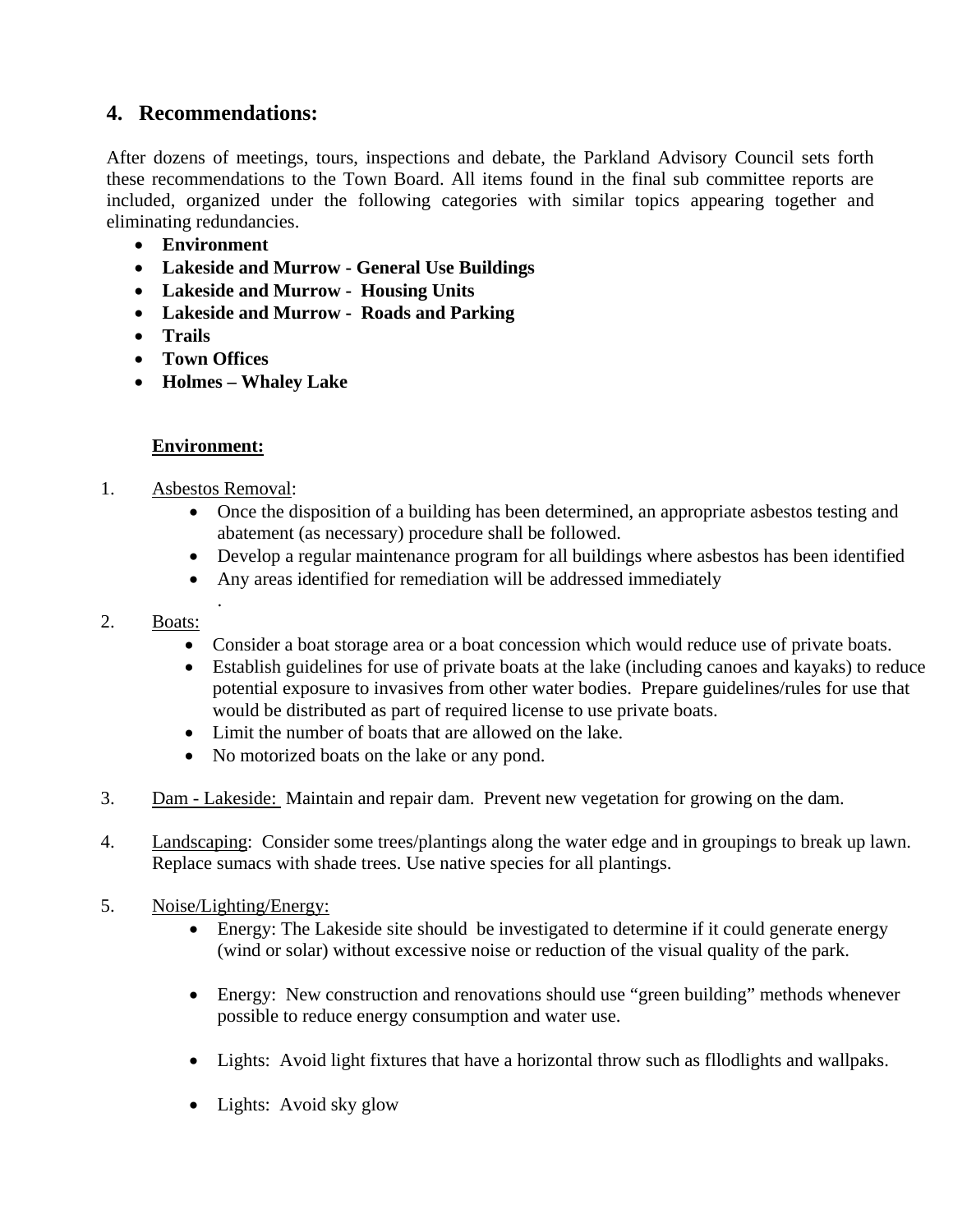## 4. Recommendations:

After dozens of meetings, tours, inspections and debate, the Parkland Advisory Council sets forth these recommendations to the Town Board. All items found in the final sub committee reports are included, organized under the following categories with similar topics appearing together and eliminating redundancies.

- **Environment**
- **Lakeside and Murrow - General Use Buildings**
- **Lakeside and Murrow - Housing Units**
- **Lakeside and Murrow - Roads and Parking**
- **Trails**
- **Town Offices**
- **Holmes – Whaley Lake**

### Environment:

1. Asbestos Removal:
   - Once the disposition of a building has been determined, an appropriate asbestos testing and abatement (as necessary) procedure shall be followed.
   - Develop a regular maintenance program for all buildings where asbestos has been identified
   - Any areas identified for remediation will be addressed immediately
   .
2. Boats:
   - Consider a boat storage area or a boat concession which would reduce use of private boats.
   - Establish guidelines for use of private boats at the lake (including canoes and kayaks) to reduce potential exposure to invasives from other water bodies. Prepare guidelines/rules for use that would be distributed as part of required license to use private boats.
   - Limit the number of boats that are allowed on the lake.
   - No motorized boats on the lake or any pond.

3. Dam - Lakeside: Maintain and repair dam. Prevent new vegetation for growing on the dam.

4. Landscaping: Consider some trees/plantings along the water edge and in groupings to break up lawn. Replace sumacs with shade trees. Use native species for all plantings.

5. Noise/Lighting/Energy:
   - Energy: The Lakeside site should be investigated to determine if it could generate energy (wind or solar) without excessive noise or reduction of the visual quality of the park.

   - Energy: New construction and renovations should use "green building" methods whenever possible to reduce energy consumption and water use.

   - Lights: Avoid light fixtures that have a horizontal throw such as fllodlights and wallpaks.

   - Lights: Avoid sky glow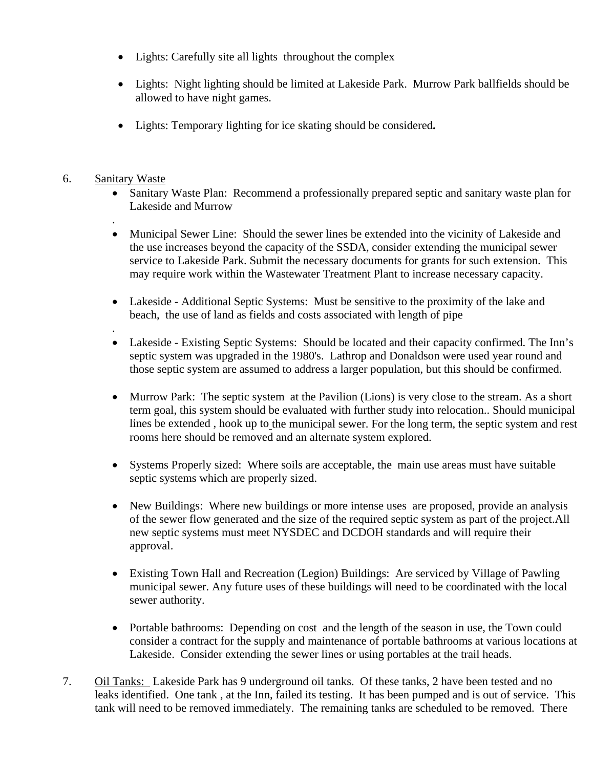- Lights: Carefully site all lights throughout the complex

- Lights: Night lighting should be limited at Lakeside Park. Murrow Park ballfields should be allowed to have night games.

- Lights: Temporary lighting for ice skating should be considered**.**

6. Sanitary Waste
   - Sanitary Waste Plan: Recommend a professionally prepared septic and sanitary waste plan for Lakeside and Murrow
   
     .
   - Municipal Sewer Line: Should the sewer lines be extended into the vicinity of Lakeside and the use increases beyond the capacity of the SSDA, consider extending the municipal sewer service to Lakeside Park. Submit the necessary documents for grants for such extension. This may require work within the Wastewater Treatment Plant to increase necessary capacity.

   - Lakeside - Additional Septic Systems: Must be sensitive to the proximity of the lake and beach, the use of land as fields and costs associated with length of pipe
   
     .
   - Lakeside - Existing Septic Systems: Should be located and their capacity confirmed. The Inn's septic system was upgraded in the 1980's. Lathrop and Donaldson were used year round and those septic system are assumed to address a larger population, but this should be confirmed.

   - Murrow Park: The septic system at the Pavilion (Lions) is very close to the stream. As a short term goal, this system should be evaluated with further study into relocation.. Should municipal lines be extended , hook up to the municipal sewer. For the long term, the septic system and rest rooms here should be removed and an alternate system explored.

   - Systems Properly sized: Where soils are acceptable, the main use areas must have suitable septic systems which are properly sized.

   - New Buildings: Where new buildings or more intense uses are proposed, provide an analysis of the sewer flow generated and the size of the required septic system as part of the project.All new septic systems must meet NYSDEC and DCDOH standards and will require their approval.

   - Existing Town Hall and Recreation (Legion) Buildings: Are serviced by Village of Pawling municipal sewer. Any future uses of these buildings will need to be coordinated with the local sewer authority.

   - Portable bathrooms: Depending on cost and the length of the season in use, the Town could consider a contract for the supply and maintenance of portable bathrooms at various locations at Lakeside. Consider extending the sewer lines or using portables at the trail heads.

7. Oil Tanks: Lakeside Park has 9 underground oil tanks. Of these tanks, 2 have been tested and no leaks identified. One tank , at the Inn, failed its testing. It has been pumped and is out of service. This tank will need to be removed immediately. The remaining tanks are scheduled to be removed. There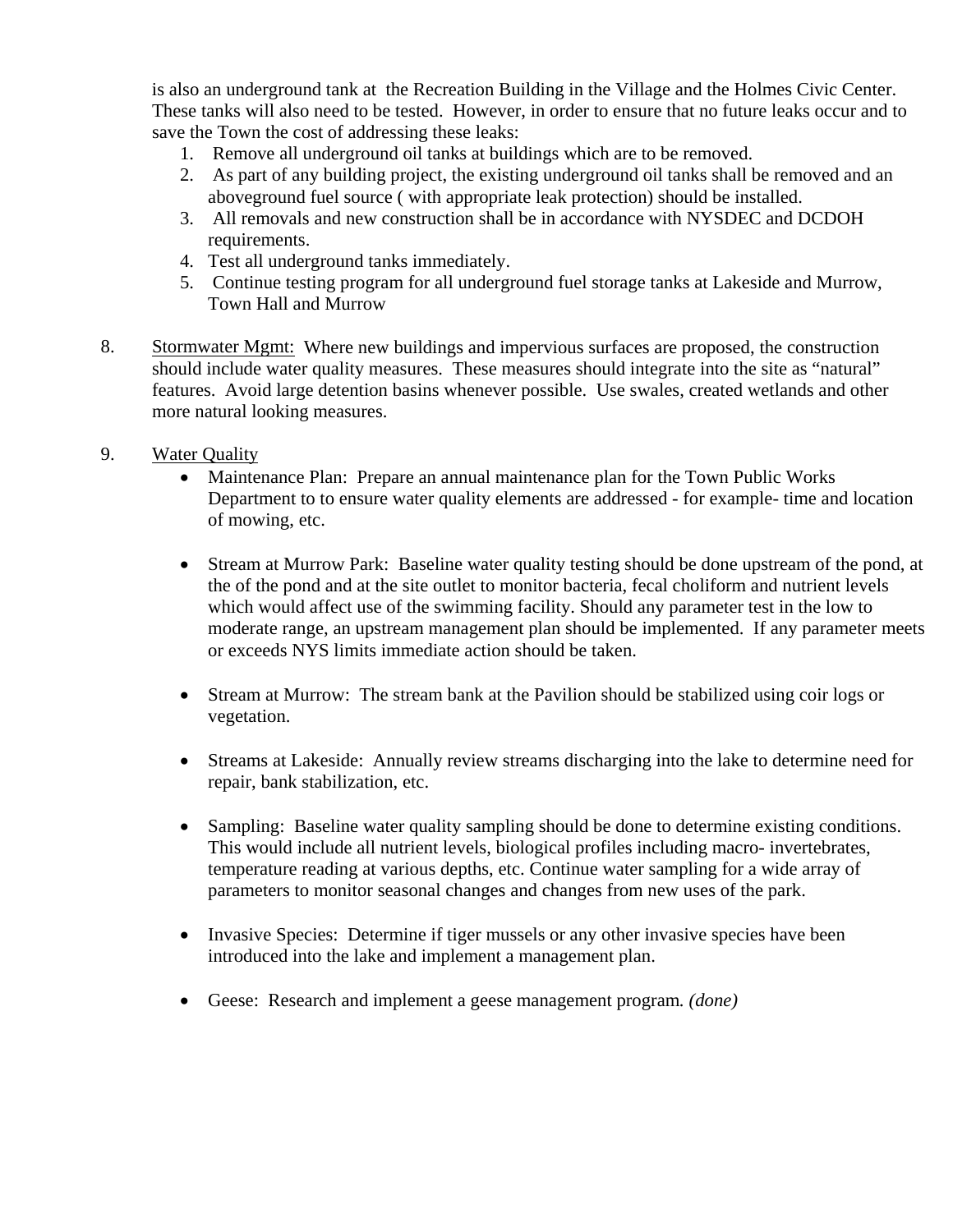is also an underground tank at the Recreation Building in the Village and the Holmes Civic Center. These tanks will also need to be tested. However, in order to ensure that no future leaks occur and to save the Town the cost of addressing these leaks:

1. Remove all underground oil tanks at buildings which are to be removed.
2. As part of any building project, the existing underground oil tanks shall be removed and an aboveground fuel source ( with appropriate leak protection) should be installed.
3. All removals and new construction shall be in accordance with NYSDEC and DCDOH requirements.
4. Test all underground tanks immediately.
5. Continue testing program for all underground fuel storage tanks at Lakeside and Murrow, Town Hall and Murrow

8. Stormwater Mgmt: Where new buildings and impervious surfaces are proposed, the construction should include water quality measures. These measures should integrate into the site as "natural" features. Avoid large detention basins whenever possible. Use swales, created wetlands and other more natural looking measures.

9. Water Quality

- Maintenance Plan: Prepare an annual maintenance plan for the Town Public Works Department to to ensure water quality elements are addressed - for example- time and location of mowing, etc.

- Stream at Murrow Park: Baseline water quality testing should be done upstream of the pond, at the of the pond and at the site outlet to monitor bacteria, fecal choliform and nutrient levels which would affect use of the swimming facility. Should any parameter test in the low to moderate range, an upstream management plan should be implemented. If any parameter meets or exceeds NYS limits immediate action should be taken.

- Stream at Murrow: The stream bank at the Pavilion should be stabilized using coir logs or vegetation.

- Streams at Lakeside: Annually review streams discharging into the lake to determine need for repair, bank stabilization, etc.

- Sampling: Baseline water quality sampling should be done to determine existing conditions. This would include all nutrient levels, biological profiles including macro- invertebrates, temperature reading at various depths, etc. Continue water sampling for a wide array of parameters to monitor seasonal changes and changes from new uses of the park.

- Invasive Species: Determine if tiger mussels or any other invasive species have been introduced into the lake and implement a management plan.

- Geese: Research and implement a geese management program. *(done)*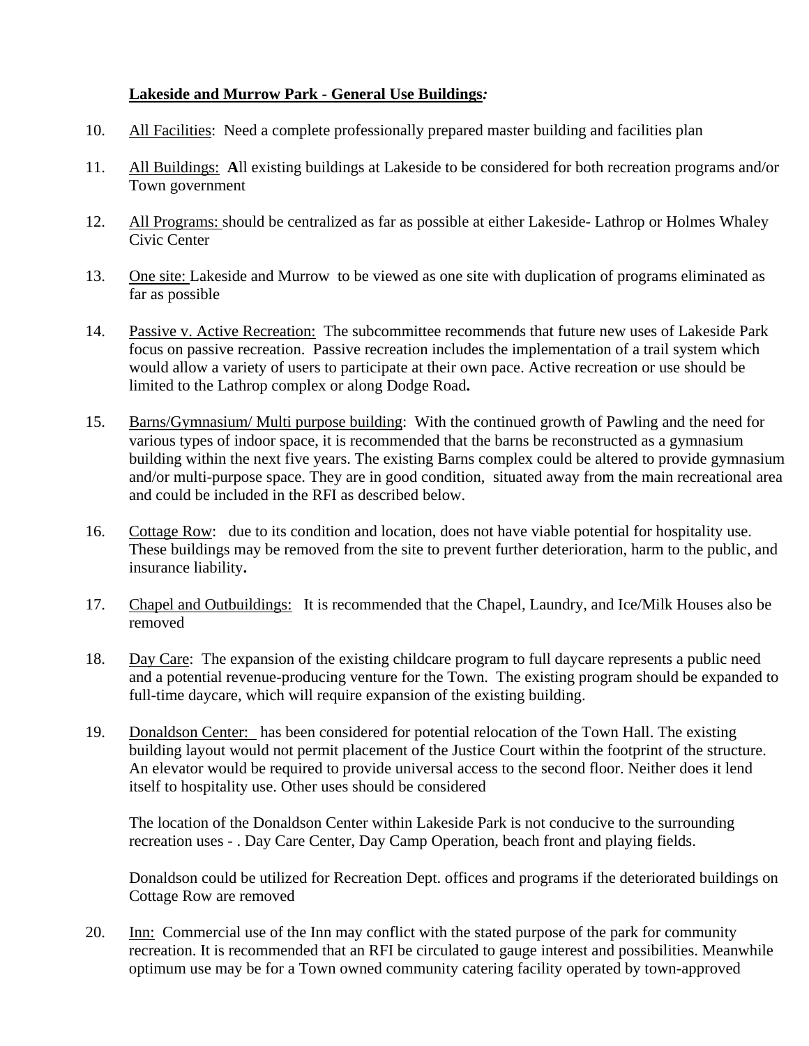**<u>Lakeside and Murrow Park - General Use Buildings</u>*:***

10. <u>All Facilities</u>: Need a complete professionally prepared master building and facilities plan

11. <u>All Buildings:</u> **A**ll existing buildings at Lakeside to be considered for both recreation programs and/or Town government

12. <u>All Programs:</u> should be centralized as far as possible at either Lakeside- Lathrop or Holmes Whaley Civic Center

13. <u>One site:</u> Lakeside and Murrow to be viewed as one site with duplication of programs eliminated as far as possible

14. <u>Passive v. Active Recreation:</u> The subcommittee recommends that future new uses of Lakeside Park focus on passive recreation. Passive recreation includes the implementation of a trail system which would allow a variety of users to participate at their own pace. Active recreation or use should be limited to the Lathrop complex or along Dodge Road**.**

15. <u>Barns/Gymnasium/ Multi purpose building</u>: With the continued growth of Pawling and the need for various types of indoor space, it is recommended that the barns be reconstructed as a gymnasium building within the next five years. The existing Barns complex could be altered to provide gymnasium and/or multi-purpose space. They are in good condition, situated away from the main recreational area and could be included in the RFI as described below.

16. <u>Cottage Row</u>: due to its condition and location, does not have viable potential for hospitality use. These buildings may be removed from the site to prevent further deterioration, harm to the public, and insurance liability**.**

17. <u>Chapel and Outbuildings:</u> It is recommended that the Chapel, Laundry, and Ice/Milk Houses also be removed

18. <u>Day Care</u>: The expansion of the existing childcare program to full daycare represents a public need and a potential revenue-producing venture for the Town. The existing program should be expanded to full-time daycare, which will require expansion of the existing building.

19. <u>Donaldson Center:</u> has been considered for potential relocation of the Town Hall. The existing building layout would not permit placement of the Justice Court within the footprint of the structure. An elevator would be required to provide universal access to the second floor. Neither does it lend itself to hospitality use. Other uses should be considered

    The location of the Donaldson Center within Lakeside Park is not conducive to the surrounding recreation uses - . Day Care Center, Day Camp Operation, beach front and playing fields.

    Donaldson could be utilized for Recreation Dept. offices and programs if the deteriorated buildings on Cottage Row are removed

20. <u>Inn:</u> Commercial use of the Inn may conflict with the stated purpose of the park for community recreation. It is recommended that an RFI be circulated to gauge interest and possibilities. Meanwhile optimum use may be for a Town owned community catering facility operated by town-approved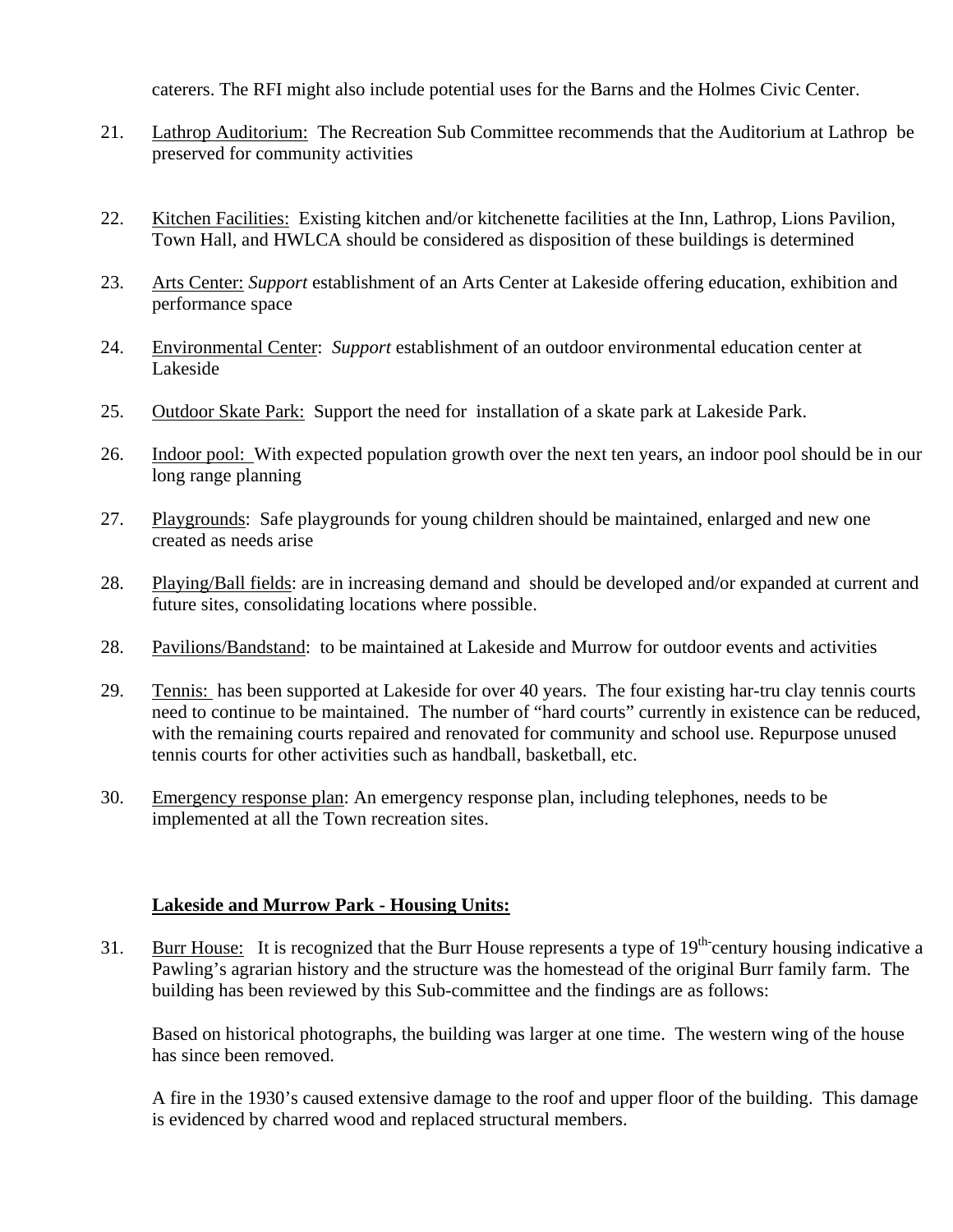caterers. The RFI might also include potential uses for the Barns and the Holmes Civic Center.

21. Lathrop Auditorium: The Recreation Sub Committee recommends that the Auditorium at Lathrop be preserved for community activities

22. Kitchen Facilities: Existing kitchen and/or kitchenette facilities at the Inn, Lathrop, Lions Pavilion, Town Hall, and HWLCA should be considered as disposition of these buildings is determined

23. Arts Center: *Support* establishment of an Arts Center at Lakeside offering education, exhibition and performance space

24. Environmental Center: *Support* establishment of an outdoor environmental education center at Lakeside

25. Outdoor Skate Park: Support the need for installation of a skate park at Lakeside Park.

26. Indoor pool: With expected population growth over the next ten years, an indoor pool should be in our long range planning

27. Playgrounds: Safe playgrounds for young children should be maintained, enlarged and new one created as needs arise

28. Playing/Ball fields: are in increasing demand and should be developed and/or expanded at current and future sites, consolidating locations where possible.

28. Pavilions/Bandstand: to be maintained at Lakeside and Murrow for outdoor events and activities

29. Tennis: has been supported at Lakeside for over 40 years. The four existing har-tru clay tennis courts need to continue to be maintained. The number of "hard courts" currently in existence can be reduced, with the remaining courts repaired and renovated for community and school use. Repurpose unused tennis courts for other activities such as handball, basketball, etc.

30. Emergency response plan: An emergency response plan, including telephones, needs to be implemented at all the Town recreation sites.

**Lakeside and Murrow Park - Housing Units:**

31. Burr House: It is recognized that the Burr House represents a type of 19th-century housing indicative a Pawling's agrarian history and the structure was the homestead of the original Burr family farm. The building has been reviewed by this Sub-committee and the findings are as follows:

    Based on historical photographs, the building was larger at one time. The western wing of the house has since been removed.

    A fire in the 1930's caused extensive damage to the roof and upper floor of the building. This damage is evidenced by charred wood and replaced structural members.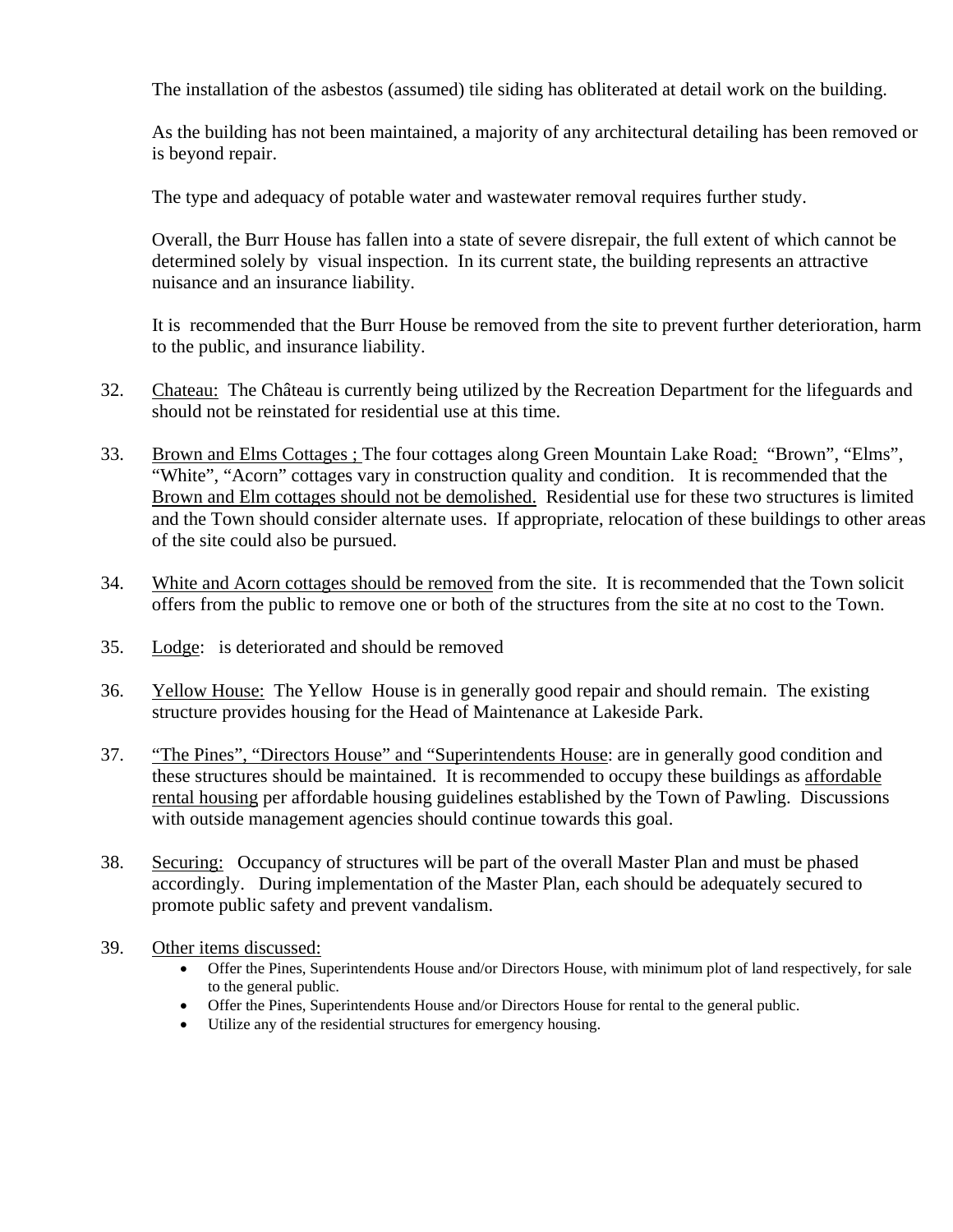The installation of the asbestos (assumed) tile siding has obliterated at detail work on the building.

As the building has not been maintained, a majority of any architectural detailing has been removed or is beyond repair.

The type and adequacy of potable water and wastewater removal requires further study.

Overall, the Burr House has fallen into a state of severe disrepair, the full extent of which cannot be determined solely by visual inspection. In its current state, the building represents an attractive nuisance and an insurance liability.

It is recommended that the Burr House be removed from the site to prevent further deterioration, harm to the public, and insurance liability.

32. <u>Chateau:</u> The Château is currently being utilized by the Recreation Department for the lifeguards and should not be reinstated for residential use at this time.

33. <u>Brown and Elms Cottages ;</u> The four cottages along Green Mountain Lake Road: "Brown", "Elms", "White", "Acorn" cottages vary in construction quality and condition. It is recommended that the <u>Brown and Elm cottages should not be demolished.</u> Residential use for these two structures is limited and the Town should consider alternate uses. If appropriate, relocation of these buildings to other areas of the site could also be pursued.

34. <u>White and Acorn cottages should be removed</u> from the site. It is recommended that the Town solicit offers from the public to remove one or both of the structures from the site at no cost to the Town.

35. <u>Lodge</u>: is deteriorated and should be removed

36. <u>Yellow House:</u> The Yellow House is in generally good repair and should remain. The existing structure provides housing for the Head of Maintenance at Lakeside Park.

37. <u>"The Pines", "Directors House" and "Superintendents House</u>: are in generally good condition and these structures should be maintained. It is recommended to occupy these buildings as <u>affordable rental housing</u> per affordable housing guidelines established by the Town of Pawling. Discussions with outside management agencies should continue towards this goal.

38. <u>Securing:</u> Occupancy of structures will be part of the overall Master Plan and must be phased accordingly. During implementation of the Master Plan, each should be adequately secured to promote public safety and prevent vandalism.

39. <u>Other items discussed:</u>
    - Offer the Pines, Superintendents House and/or Directors House, with minimum plot of land respectively, for sale to the general public.
    - Offer the Pines, Superintendents House and/or Directors House for rental to the general public.
    - Utilize any of the residential structures for emergency housing.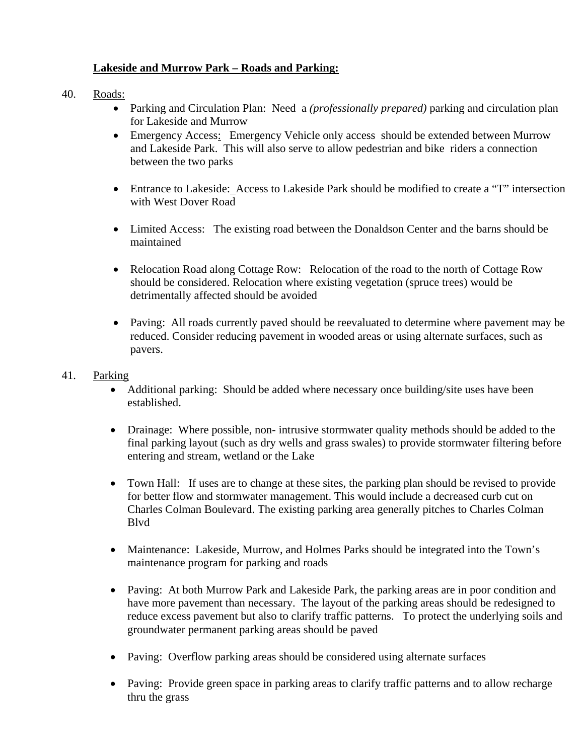**<u>Lakeside and Murrow Park – Roads and Parking:</u>**

40. <u>Roads:</u>
    - Parking and Circulation Plan: Need a *(professionally prepared)* parking and circulation plan for Lakeside and Murrow
    - Emergency Access: Emergency Vehicle only access should be extended between Murrow and Lakeside Park. This will also serve to allow pedestrian and bike riders a connection between the two parks
    - Entrance to Lakeside: Access to Lakeside Park should be modified to create a "T" intersection with West Dover Road
    - Limited Access: The existing road between the Donaldson Center and the barns should be maintained
    - Relocation Road along Cottage Row: Relocation of the road to the north of Cottage Row should be considered. Relocation where existing vegetation (spruce trees) would be detrimentally affected should be avoided
    - Paving: All roads currently paved should be reevaluated to determine where pavement may be reduced. Consider reducing pavement in wooded areas or using alternate surfaces, such as pavers.

41. <u>Parking</u>
    - Additional parking: Should be added where necessary once building/site uses have been established.
    - Drainage: Where possible, non- intrusive stormwater quality methods should be added to the final parking layout (such as dry wells and grass swales) to provide stormwater filtering before entering and stream, wetland or the Lake
    - Town Hall: If uses are to change at these sites, the parking plan should be revised to provide for better flow and stormwater management. This would include a decreased curb cut on Charles Colman Boulevard. The existing parking area generally pitches to Charles Colman Blvd
    - Maintenance: Lakeside, Murrow, and Holmes Parks should be integrated into the Town's maintenance program for parking and roads
    - Paving: At both Murrow Park and Lakeside Park, the parking areas are in poor condition and have more pavement than necessary. The layout of the parking areas should be redesigned to reduce excess pavement but also to clarify traffic patterns. To protect the underlying soils and groundwater permanent parking areas should be paved
    - Paving: Overflow parking areas should be considered using alternate surfaces
    - Paving: Provide green space in parking areas to clarify traffic patterns and to allow recharge thru the grass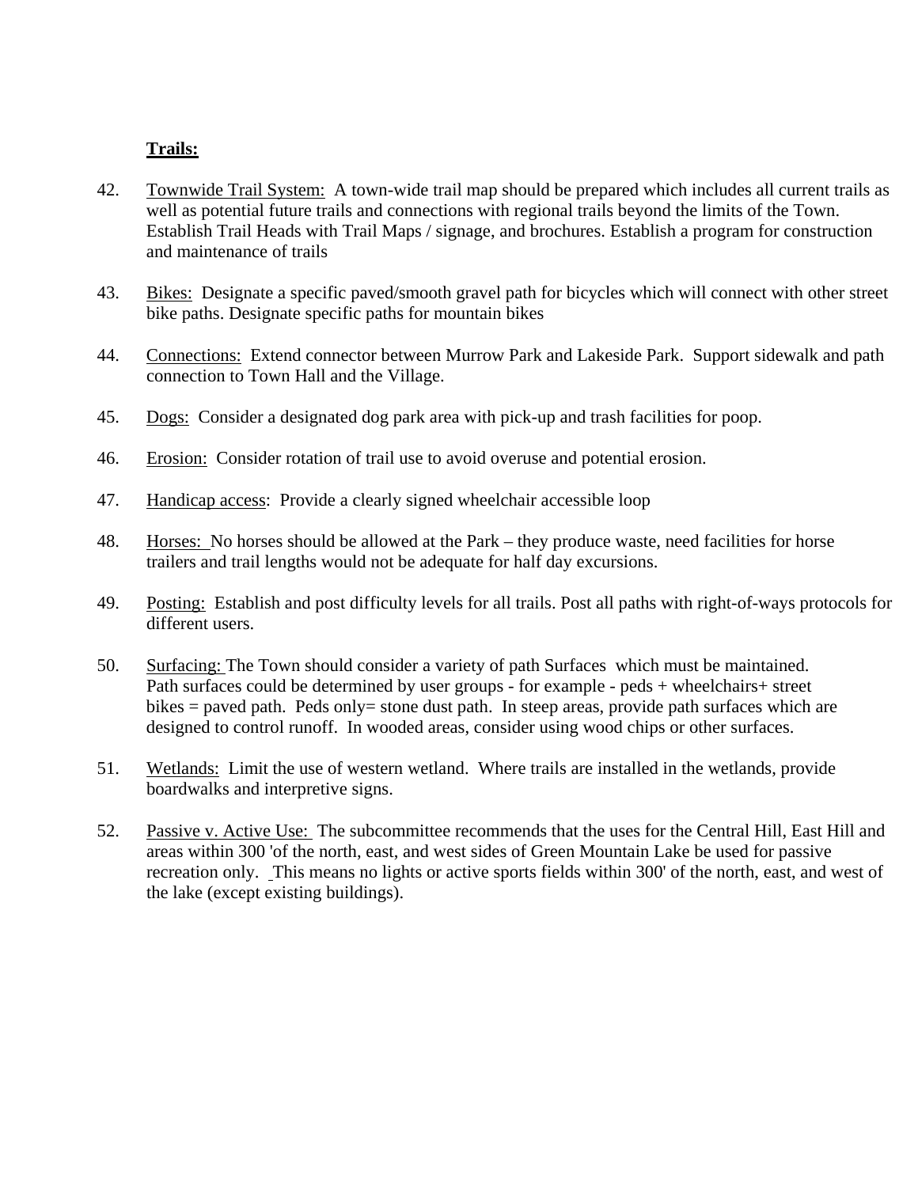**Trails:**

42. Townwide Trail System: A town-wide trail map should be prepared which includes all current trails as well as potential future trails and connections with regional trails beyond the limits of the Town. Establish Trail Heads with Trail Maps / signage, and brochures. Establish a program for construction and maintenance of trails

43. Bikes: Designate a specific paved/smooth gravel path for bicycles which will connect with other street bike paths. Designate specific paths for mountain bikes

44. Connections: Extend connector between Murrow Park and Lakeside Park. Support sidewalk and path connection to Town Hall and the Village.

45. Dogs: Consider a designated dog park area with pick-up and trash facilities for poop.

46. Erosion: Consider rotation of trail use to avoid overuse and potential erosion.

47. Handicap access: Provide a clearly signed wheelchair accessible loop

48. Horses: No horses should be allowed at the Park – they produce waste, need facilities for horse trailers and trail lengths would not be adequate for half day excursions.

49. Posting: Establish and post difficulty levels for all trails. Post all paths with right-of-ways protocols for different users.

50. Surfacing: The Town should consider a variety of path Surfaces which must be maintained. Path surfaces could be determined by user groups - for example - peds + wheelchairs+ street bikes = paved path. Peds only= stone dust path. In steep areas, provide path surfaces which are designed to control runoff. In wooded areas, consider using wood chips or other surfaces.

51. Wetlands: Limit the use of western wetland. Where trails are installed in the wetlands, provide boardwalks and interpretive signs.

52. Passive v. Active Use: The subcommittee recommends that the uses for the Central Hill, East Hill and areas within 300 'of the north, east, and west sides of Green Mountain Lake be used for passive recreation only. This means no lights or active sports fields within 300' of the north, east, and west of the lake (except existing buildings).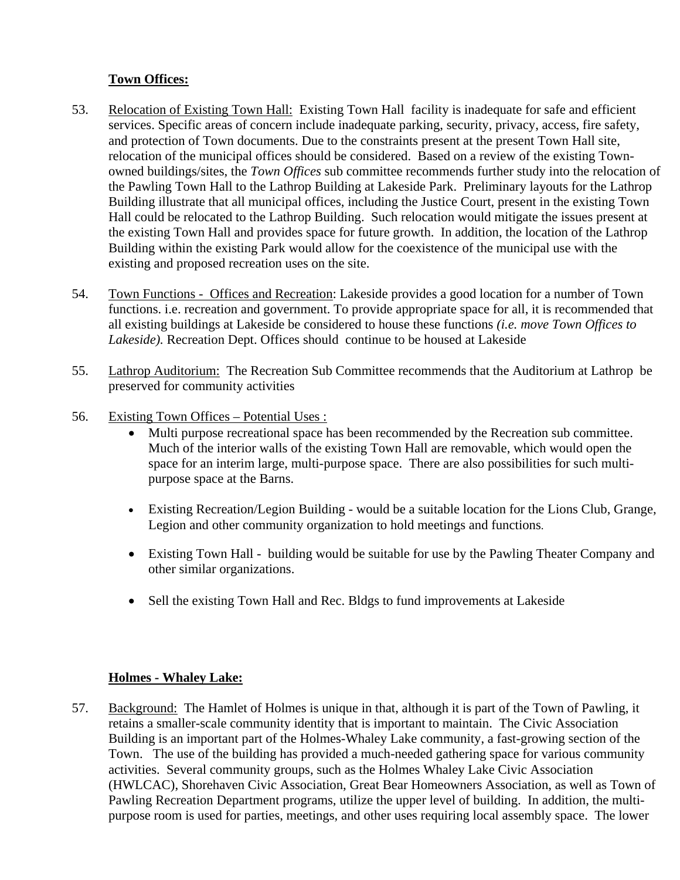**Town Offices:**

53. Relocation of Existing Town Hall: Existing Town Hall facility is inadequate for safe and efficient services. Specific areas of concern include inadequate parking, security, privacy, access, fire safety, and protection of Town documents. Due to the constraints present at the present Town Hall site, relocation of the municipal offices should be considered. Based on a review of the existing Town-owned buildings/sites, the *Town Offices* sub committee recommends further study into the relocation of the Pawling Town Hall to the Lathrop Building at Lakeside Park. Preliminary layouts for the Lathrop Building illustrate that all municipal offices, including the Justice Court, present in the existing Town Hall could be relocated to the Lathrop Building. Such relocation would mitigate the issues present at the existing Town Hall and provides space for future growth. In addition, the location of the Lathrop Building within the existing Park would allow for the coexistence of the municipal use with the existing and proposed recreation uses on the site.

54. Town Functions - Offices and Recreation: Lakeside provides a good location for a number of Town functions. i.e. recreation and government. To provide appropriate space for all, it is recommended that all existing buildings at Lakeside be considered to house these functions *(i.e. move Town Offices to Lakeside).* Recreation Dept. Offices should continue to be housed at Lakeside

55. Lathrop Auditorium: The Recreation Sub Committee recommends that the Auditorium at Lathrop be preserved for community activities

56. Existing Town Offices – Potential Uses :
    - Multi purpose recreational space has been recommended by the Recreation sub committee. Much of the interior walls of the existing Town Hall are removable, which would open the space for an interim large, multi-purpose space. There are also possibilities for such multi-purpose space at the Barns.
    - Existing Recreation/Legion Building - would be a suitable location for the Lions Club, Grange, Legion and other community organization to hold meetings and functions.
    - Existing Town Hall - building would be suitable for use by the Pawling Theater Company and other similar organizations.
    - Sell the existing Town Hall and Rec. Bldgs to fund improvements at Lakeside

**Holmes - Whaley Lake:**

57. Background: The Hamlet of Holmes is unique in that, although it is part of the Town of Pawling, it retains a smaller-scale community identity that is important to maintain. The Civic Association Building is an important part of the Holmes-Whaley Lake community, a fast-growing section of the Town. The use of the building has provided a much-needed gathering space for various community activities. Several community groups, such as the Holmes Whaley Lake Civic Association (HWLCAC), Shorehaven Civic Association, Great Bear Homeowners Association, as well as Town of Pawling Recreation Department programs, utilize the upper level of building. In addition, the multi-purpose room is used for parties, meetings, and other uses requiring local assembly space. The lower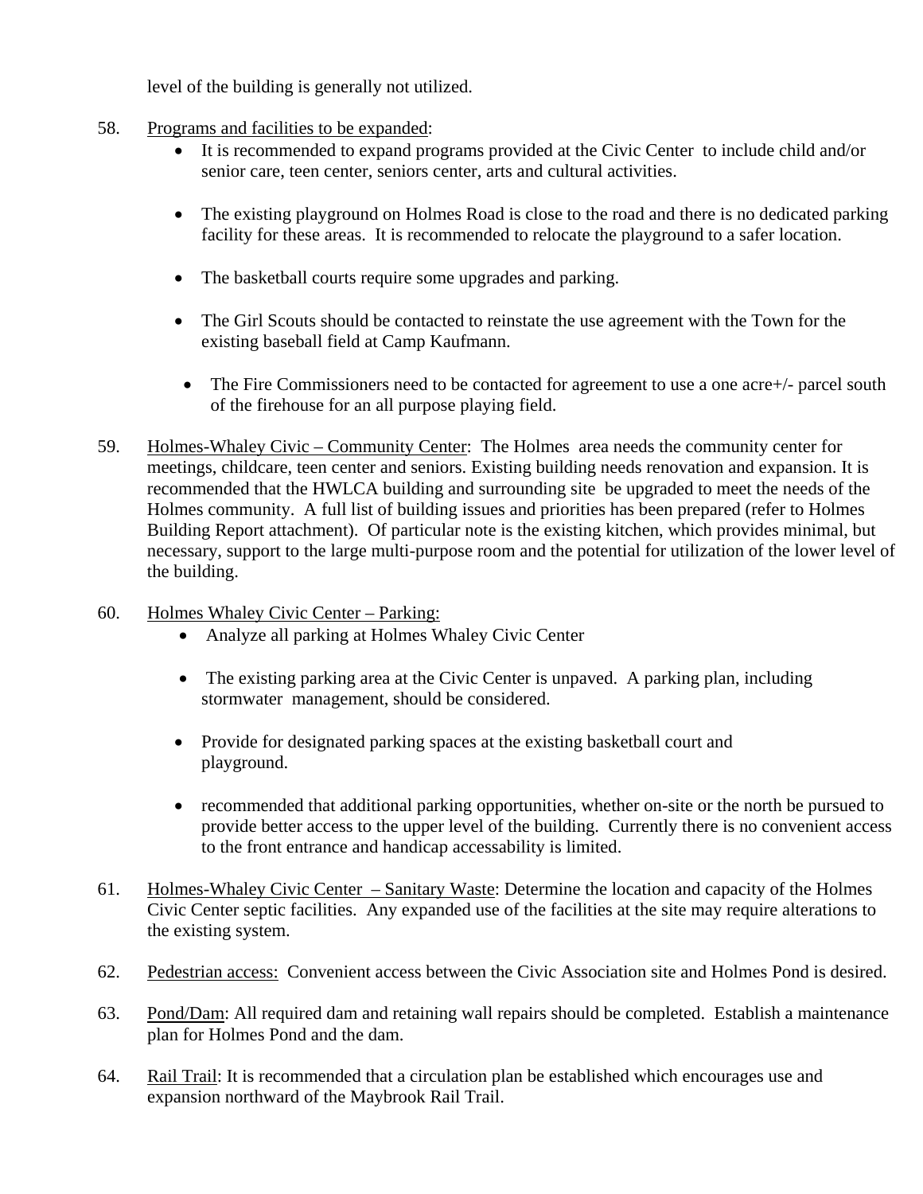level of the building is generally not utilized.

58. Programs and facilities to be expanded:
    - It is recommended to expand programs provided at the Civic Center to include child and/or senior care, teen center, seniors center, arts and cultural activities.
    - The existing playground on Holmes Road is close to the road and there is no dedicated parking facility for these areas. It is recommended to relocate the playground to a safer location.
    - The basketball courts require some upgrades and parking.
    - The Girl Scouts should be contacted to reinstate the use agreement with the Town for the existing baseball field at Camp Kaufmann.
    - The Fire Commissioners need to be contacted for agreement to use a one acre+/- parcel south of the firehouse for an all purpose playing field.

59. Holmes-Whaley Civic – Community Center: The Holmes area needs the community center for meetings, childcare, teen center and seniors. Existing building needs renovation and expansion. It is recommended that the HWLCA building and surrounding site be upgraded to meet the needs of the Holmes community. A full list of building issues and priorities has been prepared (refer to Holmes Building Report attachment). Of particular note is the existing kitchen, which provides minimal, but necessary, support to the large multi-purpose room and the potential for utilization of the lower level of the building.

60. Holmes Whaley Civic Center – Parking:
    - Analyze all parking at Holmes Whaley Civic Center
    - The existing parking area at the Civic Center is unpaved. A parking plan, including stormwater management, should be considered.
    - Provide for designated parking spaces at the existing basketball court and playground.
    - recommended that additional parking opportunities, whether on-site or the north be pursued to provide better access to the upper level of the building. Currently there is no convenient access to the front entrance and handicap accessability is limited.

61. Holmes-Whaley Civic Center – Sanitary Waste: Determine the location and capacity of the Holmes Civic Center septic facilities. Any expanded use of the facilities at the site may require alterations to the existing system.

62. Pedestrian access: Convenient access between the Civic Association site and Holmes Pond is desired.

63. Pond/Dam: All required dam and retaining wall repairs should be completed. Establish a maintenance plan for Holmes Pond and the dam.

64. Rail Trail: It is recommended that a circulation plan be established which encourages use and expansion northward of the Maybrook Rail Trail.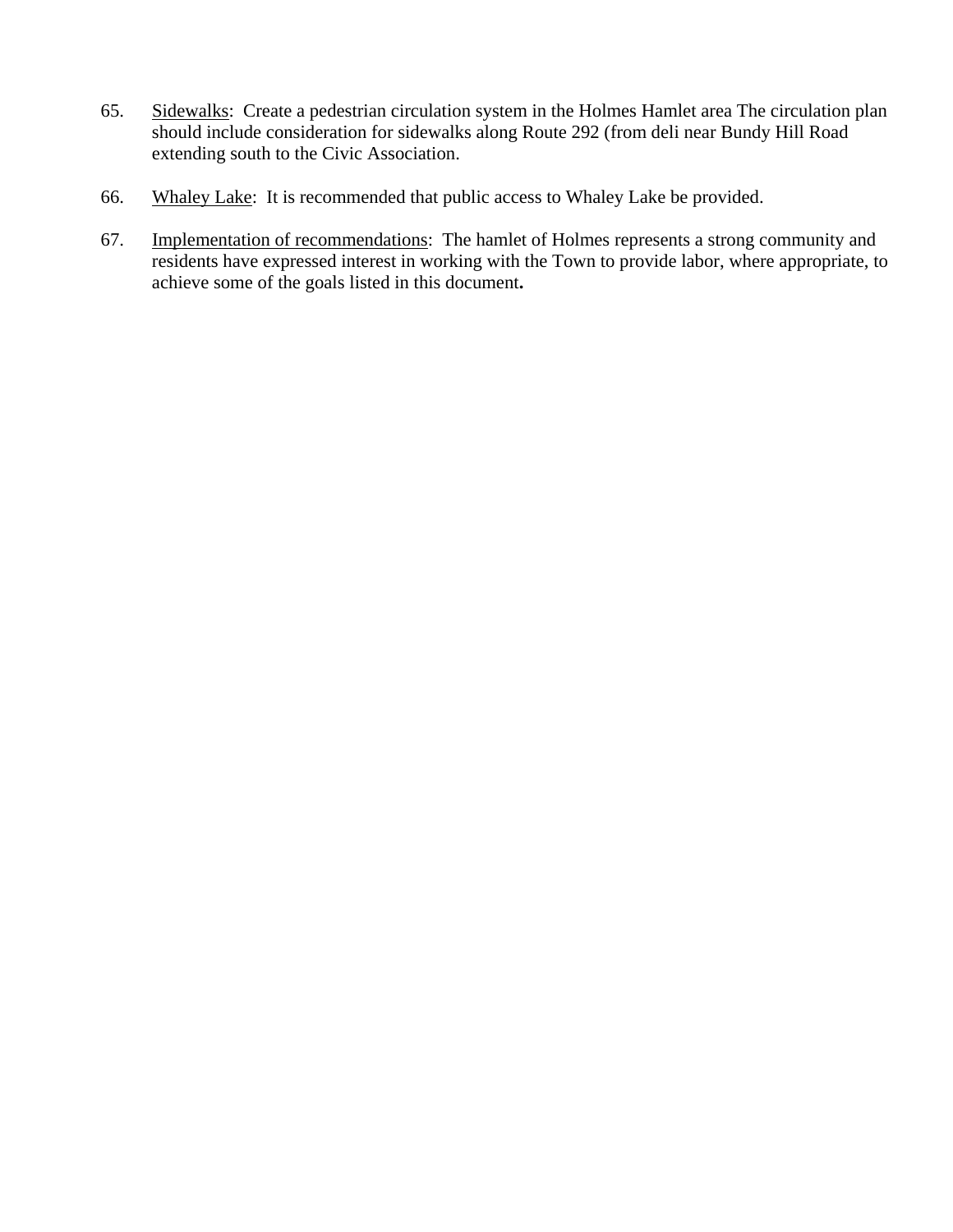65. <u>Sidewalks</u>:  Create a pedestrian circulation system in the Holmes Hamlet area The circulation plan should include consideration for sidewalks along Route 292 (from deli near Bundy Hill Road extending south to the Civic Association.

66. <u>Whaley Lake</u>:  It is recommended that public access to Whaley Lake be provided.

67. <u>Implementation of recommendations</u>:  The hamlet of Holmes represents a strong community and residents have expressed interest in working with the Town to provide labor, where appropriate, to achieve some of the goals listed in this document**.**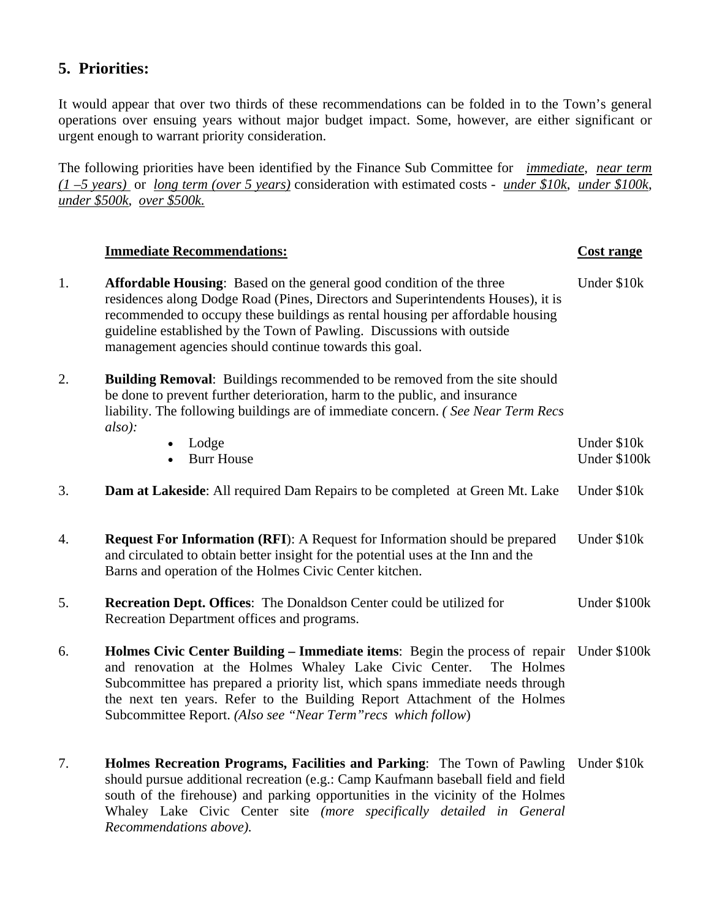## 5. Priorities:

It would appear that over two thirds of these recommendations can be folded in to the Town's general operations over ensuing years without major budget impact. Some, however, are either significant or urgent enough to warrant priority consideration.

The following priorities have been identified by the Finance Sub Committee for *immediate*, *near term (1 –5 years)* or *long term (over 5 years)* consideration with estimated costs - *under $10k*, *under $100k*, *under $500k*, *over $500k.*

| | **Immediate Recommendations:** | **Cost range** |
|---|---|---|
| 1. | **Affordable Housing**: Based on the general good condition of the three residences along Dodge Road (Pines, Directors and Superintendents Houses), it is recommended to occupy these buildings as rental housing per affordable housing guideline established by the Town of Pawling. Discussions with outside management agencies should continue towards this goal. | Under $10k |
| 2. | **Building Removal**: Buildings recommended to be removed from the site should be done to prevent further deterioration, harm to the public, and insurance liability. The following buildings are of immediate concern. *( See Near Term Recs also):* | |
| | • Lodge | Under $10k |
| | • Burr House | Under $100k |
| 3. | **Dam at Lakeside**: All required Dam Repairs to be completed at Green Mt. Lake | Under $10k |
| 4. | **Request For Information (RFI**): A Request for Information should be prepared and circulated to obtain better insight for the potential uses at the Inn and the Barns and operation of the Holmes Civic Center kitchen. | Under $10k |
| 5. | **Recreation Dept. Offices**: The Donaldson Center could be utilized for Recreation Department offices and programs. | Under $100k |
| 6. | **Holmes Civic Center Building – Immediate items**: Begin the process of repair and renovation at the Holmes Whaley Lake Civic Center. The Holmes Subcommittee has prepared a priority list, which spans immediate needs through the next ten years. Refer to the Building Report Attachment of the Holmes Subcommittee Report. *(Also see "Near Term"recs which follow*) | Under $100k |
| 7. | **Holmes Recreation Programs, Facilities and Parking**: The Town of Pawling should pursue additional recreation (e.g.: Camp Kaufmann baseball field and field south of the firehouse) and parking opportunities in the vicinity of the Holmes Whaley Lake Civic Center site *(more specifically detailed in General Recommendations above).* | Under $10k |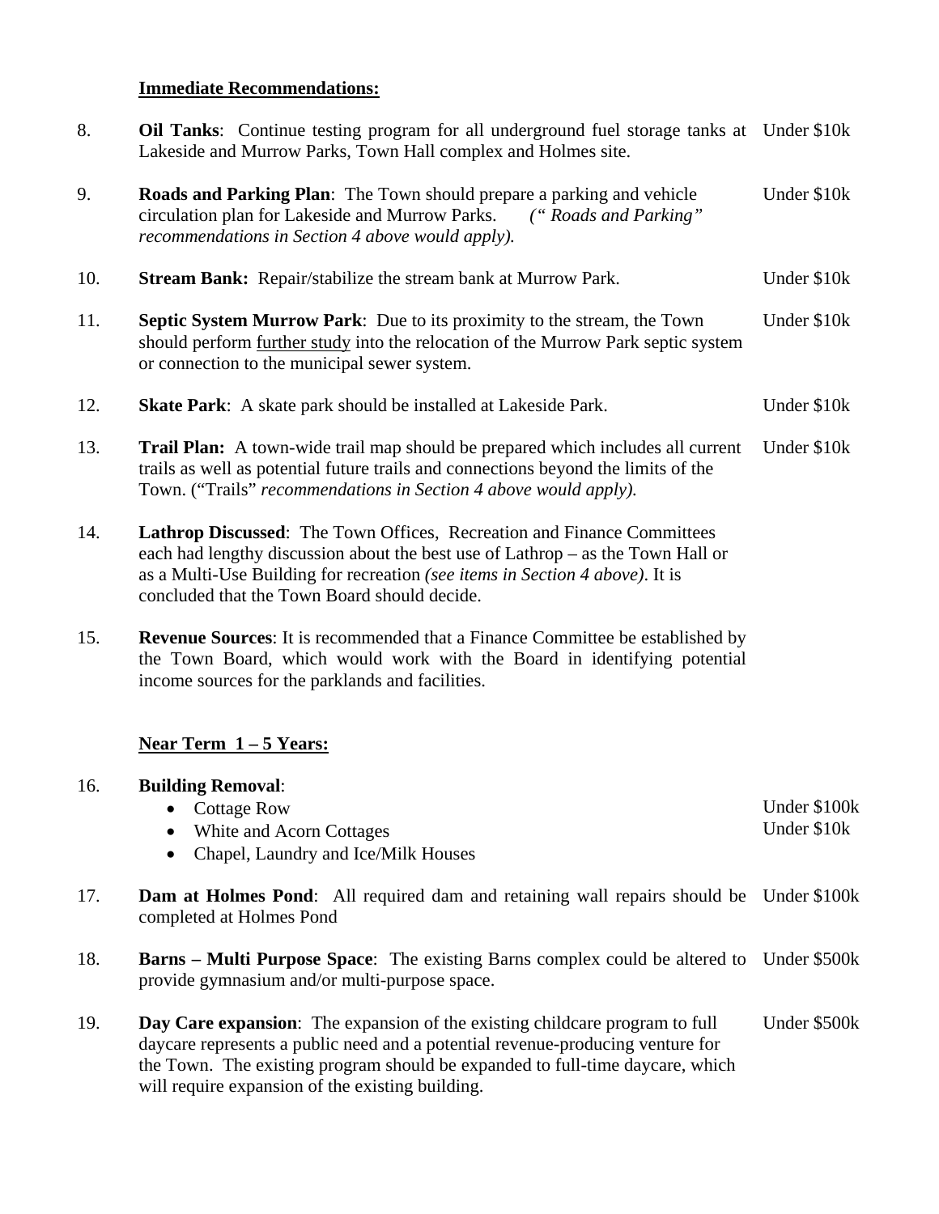**<u>Immediate Recommendations:</u>**

8. **Oil Tanks**: Continue testing program for all underground fuel storage tanks at Lakeside and Murrow Parks, Town Hall complex and Holmes site. — Under $10k

9. **Roads and Parking Plan**: The Town should prepare a parking and vehicle circulation plan for Lakeside and Murrow Parks. *(" Roads and Parking" recommendations in Section 4 above would apply).* — Under $10k

10. **Stream Bank:** Repair/stabilize the stream bank at Murrow Park. — Under $10k

11. **Septic System Murrow Park**: Due to its proximity to the stream, the Town should perform <u>further study</u> into the relocation of the Murrow Park septic system or connection to the municipal sewer system. — Under $10k

12. **Skate Park**: A skate park should be installed at Lakeside Park. — Under $10k

13. **Trail Plan:** A town-wide trail map should be prepared which includes all current trails as well as potential future trails and connections beyond the limits of the Town. ("Trails" *recommendations in Section 4 above would apply).* — Under $10k

14. **Lathrop Discussed**: The Town Offices, Recreation and Finance Committees each had lengthy discussion about the best use of Lathrop – as the Town Hall or as a Multi-Use Building for recreation *(see items in Section 4 above)*. It is concluded that the Town Board should decide.

15. **Revenue Sources**: It is recommended that a Finance Committee be established by the Town Board, which would work with the Board in identifying potential income sources for the parklands and facilities.

**<u>Near Term 1 – 5 Years:</u>**

16. **Building Removal**:
    - Cottage Row — Under $100k
    - White and Acorn Cottages — Under $10k
    - Chapel, Laundry and Ice/Milk Houses

17. **Dam at Holmes Pond**: All required dam and retaining wall repairs should be completed at Holmes Pond — Under $100k

18. **Barns – Multi Purpose Space**: The existing Barns complex could be altered to provide gymnasium and/or multi-purpose space. — Under $500k

19. **Day Care expansion**: The expansion of the existing childcare program to full daycare represents a public need and a potential revenue-producing venture for the Town. The existing program should be expanded to full-time daycare, which will require expansion of the existing building. — Under $500k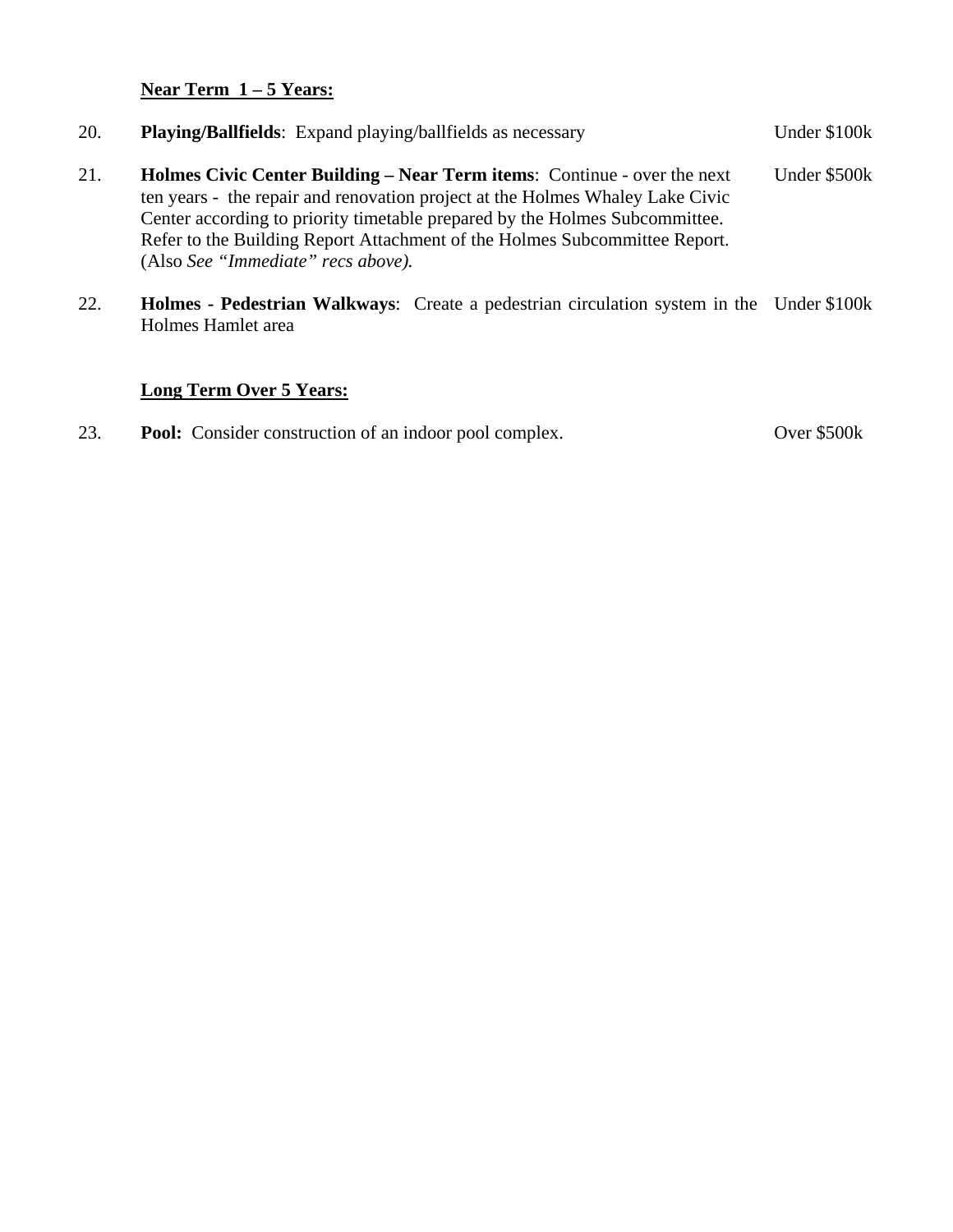**Near Term 1 – 5 Years:**

20. **Playing/Ballfields**: Expand playing/ballfields as necessary — Under $100k

21. **Holmes Civic Center Building – Near Term items**: Continue - over the next ten years - the repair and renovation project at the Holmes Whaley Lake Civic Center according to priority timetable prepared by the Holmes Subcommittee. Refer to the Building Report Attachment of the Holmes Subcommittee Report. (Also *See "Immediate" recs above).* — Under $500k

22. **Holmes - Pedestrian Walkways**: Create a pedestrian circulation system in the Holmes Hamlet area — Under $100k

**Long Term Over 5 Years:**

23. **Pool:** Consider construction of an indoor pool complex. — Over $500k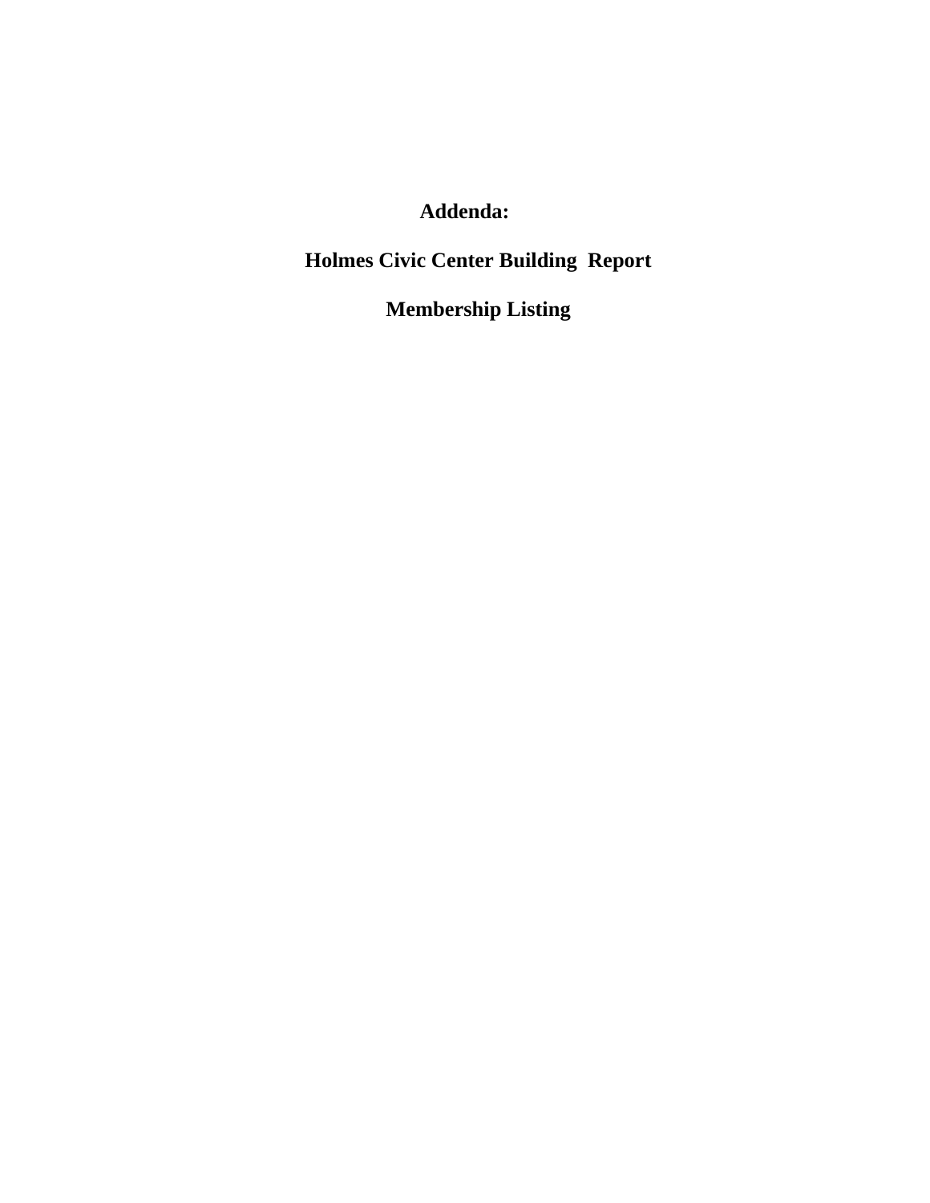# Addenda:

## Holmes Civic Center Building Report

## Membership Listing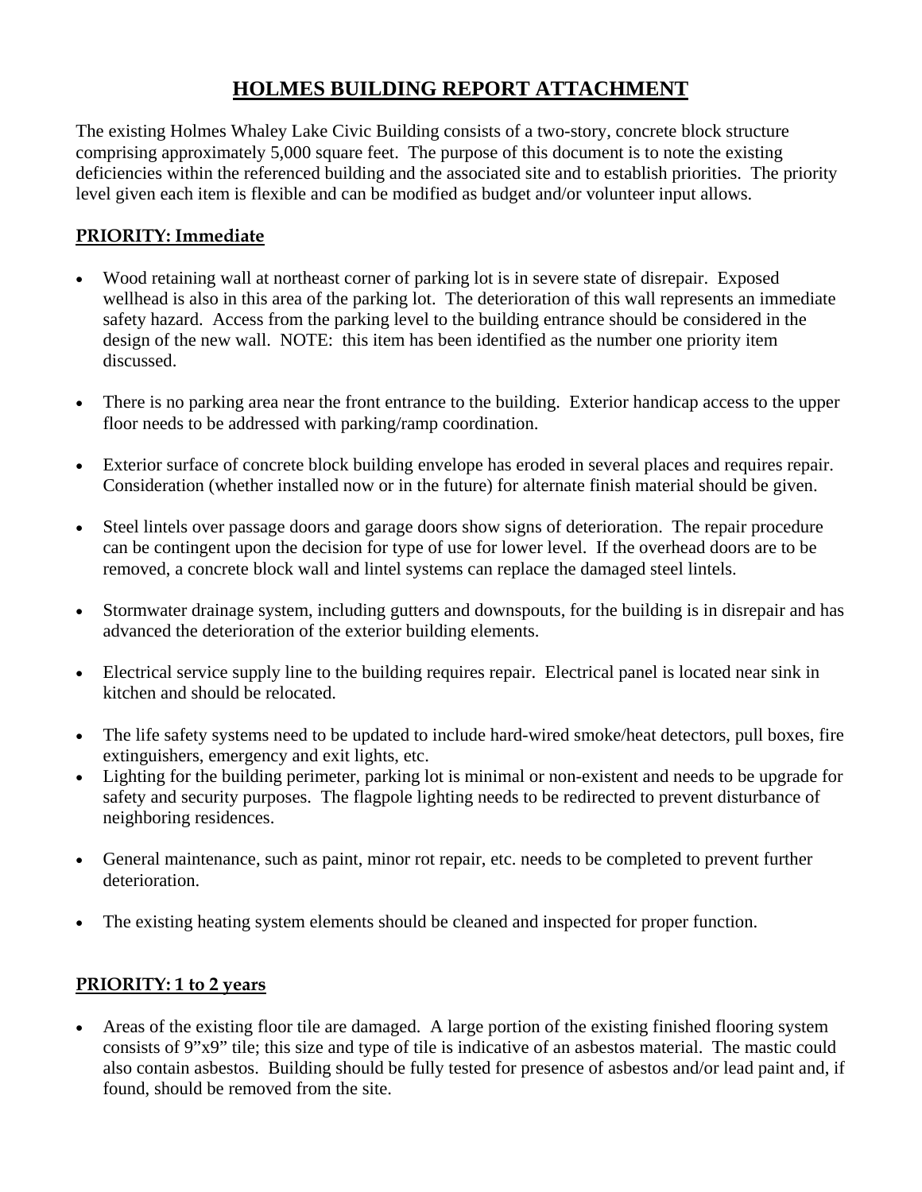# HOLMES BUILDING REPORT ATTACHMENT

The existing Holmes Whaley Lake Civic Building consists of a two-story, concrete block structure comprising approximately 5,000 square feet. The purpose of this document is to note the existing deficiencies within the referenced building and the associated site and to establish priorities. The priority level given each item is flexible and can be modified as budget and/or volunteer input allows.

## PRIORITY: Immediate

- Wood retaining wall at northeast corner of parking lot is in severe state of disrepair. Exposed wellhead is also in this area of the parking lot. The deterioration of this wall represents an immediate safety hazard. Access from the parking level to the building entrance should be considered in the design of the new wall. NOTE: this item has been identified as the number one priority item discussed.

- There is no parking area near the front entrance to the building. Exterior handicap access to the upper floor needs to be addressed with parking/ramp coordination.

- Exterior surface of concrete block building envelope has eroded in several places and requires repair. Consideration (whether installed now or in the future) for alternate finish material should be given.

- Steel lintels over passage doors and garage doors show signs of deterioration. The repair procedure can be contingent upon the decision for type of use for lower level. If the overhead doors are to be removed, a concrete block wall and lintel systems can replace the damaged steel lintels.

- Stormwater drainage system, including gutters and downspouts, for the building is in disrepair and has advanced the deterioration of the exterior building elements.

- Electrical service supply line to the building requires repair. Electrical panel is located near sink in kitchen and should be relocated.

- The life safety systems need to be updated to include hard-wired smoke/heat detectors, pull boxes, fire extinguishers, emergency and exit lights, etc.
- Lighting for the building perimeter, parking lot is minimal or non-existent and needs to be upgrade for safety and security purposes. The flagpole lighting needs to be redirected to prevent disturbance of neighboring residences.

- General maintenance, such as paint, minor rot repair, etc. needs to be completed to prevent further deterioration.

- The existing heating system elements should be cleaned and inspected for proper function.

## PRIORITY: 1 to 2 years

- Areas of the existing floor tile are damaged. A large portion of the existing finished flooring system consists of 9"x9" tile; this size and type of tile is indicative of an asbestos material. The mastic could also contain asbestos. Building should be fully tested for presence of asbestos and/or lead paint and, if found, should be removed from the site.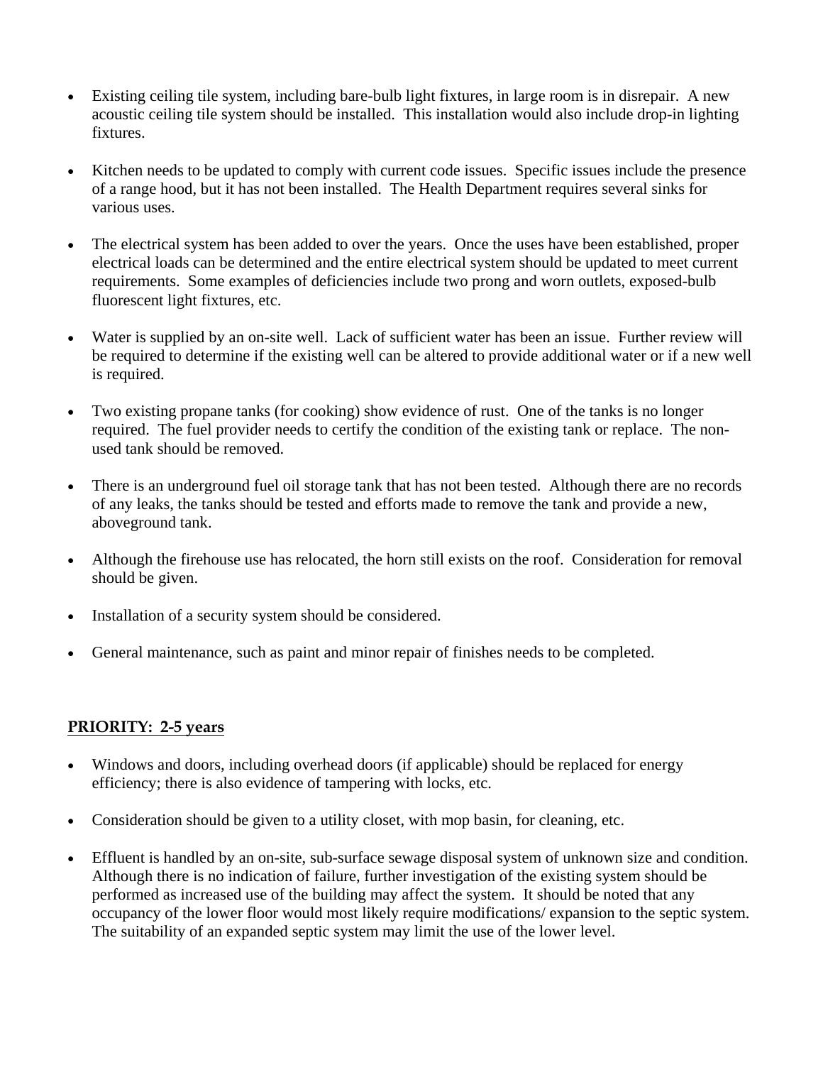- Existing ceiling tile system, including bare-bulb light fixtures, in large room is in disrepair. A new acoustic ceiling tile system should be installed. This installation would also include drop-in lighting fixtures.

- Kitchen needs to be updated to comply with current code issues. Specific issues include the presence of a range hood, but it has not been installed. The Health Department requires several sinks for various uses.

- The electrical system has been added to over the years. Once the uses have been established, proper electrical loads can be determined and the entire electrical system should be updated to meet current requirements. Some examples of deficiencies include two prong and worn outlets, exposed-bulb fluorescent light fixtures, etc.

- Water is supplied by an on-site well. Lack of sufficient water has been an issue. Further review will be required to determine if the existing well can be altered to provide additional water or if a new well is required.

- Two existing propane tanks (for cooking) show evidence of rust. One of the tanks is no longer required. The fuel provider needs to certify the condition of the existing tank or replace. The non-used tank should be removed.

- There is an underground fuel oil storage tank that has not been tested. Although there are no records of any leaks, the tanks should be tested and efforts made to remove the tank and provide a new, aboveground tank.

- Although the firehouse use has relocated, the horn still exists on the roof. Consideration for removal should be given.

- Installation of a security system should be considered.

- General maintenance, such as paint and minor repair of finishes needs to be completed.

**PRIORITY: 2-5 years**

- Windows and doors, including overhead doors (if applicable) should be replaced for energy efficiency; there is also evidence of tampering with locks, etc.

- Consideration should be given to a utility closet, with mop basin, for cleaning, etc.

- Effluent is handled by an on-site, sub-surface sewage disposal system of unknown size and condition. Although there is no indication of failure, further investigation of the existing system should be performed as increased use of the building may affect the system. It should be noted that any occupancy of the lower floor would most likely require modifications/ expansion to the septic system. The suitability of an expanded septic system may limit the use of the lower level.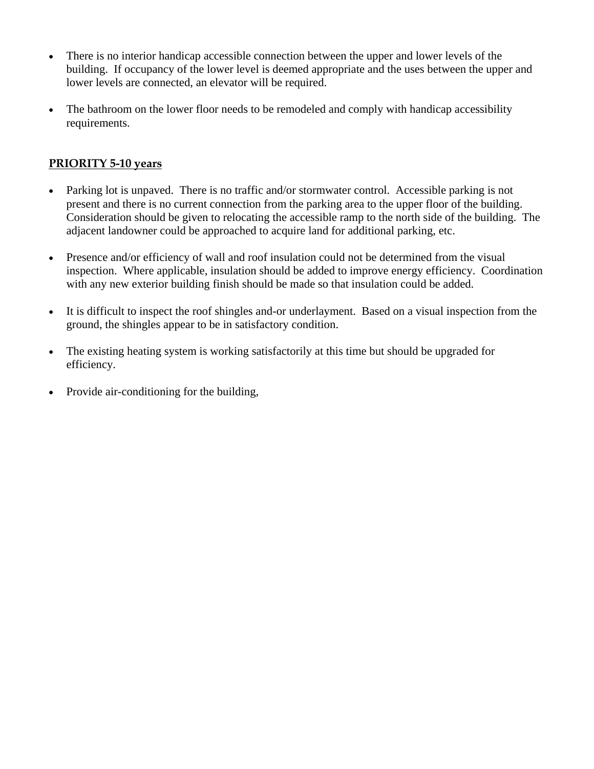- There is no interior handicap accessible connection between the upper and lower levels of the building. If occupancy of the lower level is deemed appropriate and the uses between the upper and lower levels are connected, an elevator will be required.

- The bathroom on the lower floor needs to be remodeled and comply with handicap accessibility requirements.

**PRIORITY 5-10 years**

- Parking lot is unpaved. There is no traffic and/or stormwater control. Accessible parking is not present and there is no current connection from the parking area to the upper floor of the building. Consideration should be given to relocating the accessible ramp to the north side of the building. The adjacent landowner could be approached to acquire land for additional parking, etc.

- Presence and/or efficiency of wall and roof insulation could not be determined from the visual inspection. Where applicable, insulation should be added to improve energy efficiency. Coordination with any new exterior building finish should be made so that insulation could be added.

- It is difficult to inspect the roof shingles and-or underlayment. Based on a visual inspection from the ground, the shingles appear to be in satisfactory condition.

- The existing heating system is working satisfactorily at this time but should be upgraded for efficiency.

- Provide air-conditioning for the building,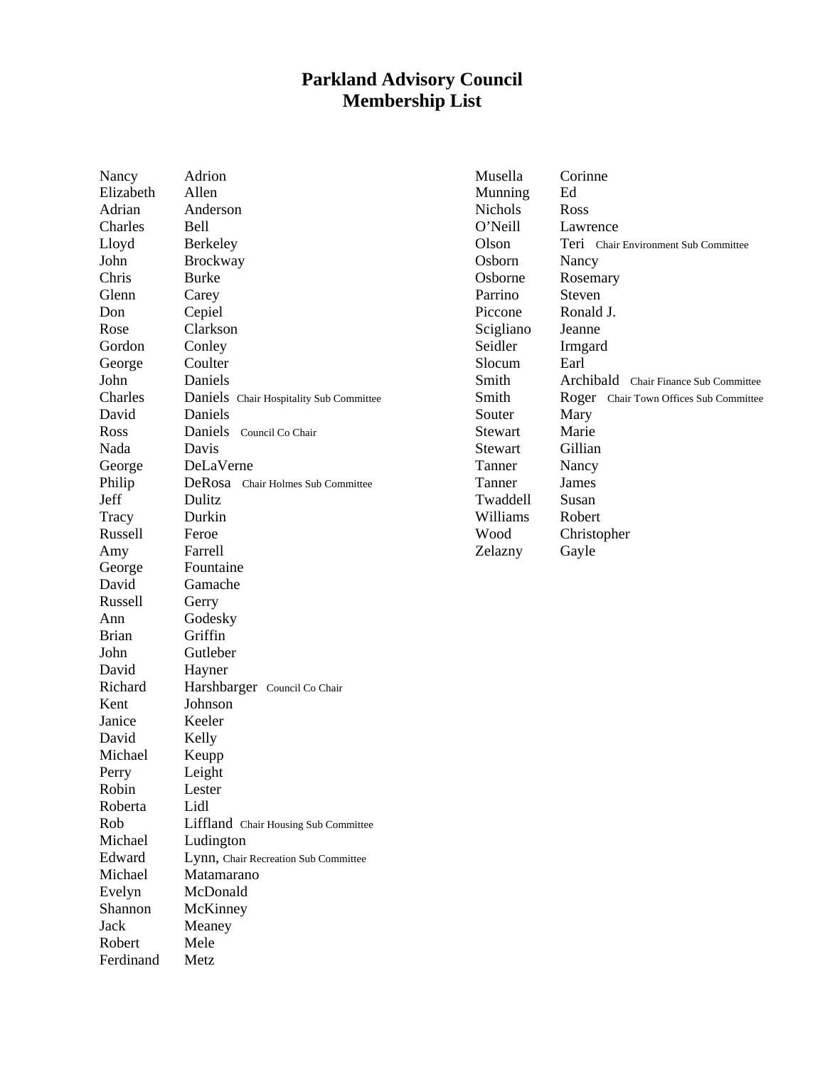# Parkland Advisory Council
# Membership List

| First Name | Last Name |
| --- | --- |
| Nancy | Adrion |
| Elizabeth | Allen |
| Adrian | Anderson |
| Charles | Bell |
| Lloyd | Berkeley |
| John | Brockway |
| Chris | Burke |
| Glenn | Carey |
| Don | Cepiel |
| Rose | Clarkson |
| Gordon | Conley |
| George | Coulter |
| John | Daniels |
| Charles | Daniels Chair Hospitality Sub Committee |
| David | Daniels |
| Ross | Daniels Council Co Chair |
| Nada | Davis |
| George | DeLaVerne |
| Philip | DeRosa Chair Holmes Sub Committee |
| Jeff | Dulitz |
| Tracy | Durkin |
| Russell | Feroe |
| Amy | Farrell |
| George | Fountaine |
| David | Gamache |
| Russell | Gerry |
| Ann | Godesky |
| Brian | Griffin |
| John | Gutleber |
| David | Hayner |
| Richard | Harshbarger Council Co Chair |
| Kent | Johnson |
| Janice | Keeler |
| David | Kelly |
| Michael | Keupp |
| Perry | Leight |
| Robin | Lester |
| Roberta | Lidl |
| Rob | Liffland Chair Housing Sub Committee |
| Michael | Ludington |
| Edward | Lynn, Chair Recreation Sub Committee |
| Michael | Matamarano |
| Evelyn | McDonald |
| Shannon | McKinney |
| Jack | Meaney |
| Robert | Mele |
| Ferdinand | Metz |

| Last Name | First Name |
| --- | --- |
| Musella | Corinne |
| Munning | Ed |
| Nichols | Ross |
| O'Neill | Lawrence |
| Olson | Teri Chair Environment Sub Committee |
| Osborn | Nancy |
| Osborne | Rosemary |
| Parrino | Steven |
| Piccone | Ronald J. |
| Scigliano | Jeanne |
| Seidler | Irmgard |
| Slocum | Earl |
| Smith | Archibald Chair Finance Sub Committee |
| Smith | Roger Chair Town Offices Sub Committee |
| Souter | Mary |
| Stewart | Marie |
| Stewart | Gillian |
| Tanner | Nancy |
| Tanner | James |
| Twaddell | Susan |
| Williams | Robert |
| Wood | Christopher |
| Zelazny | Gayle |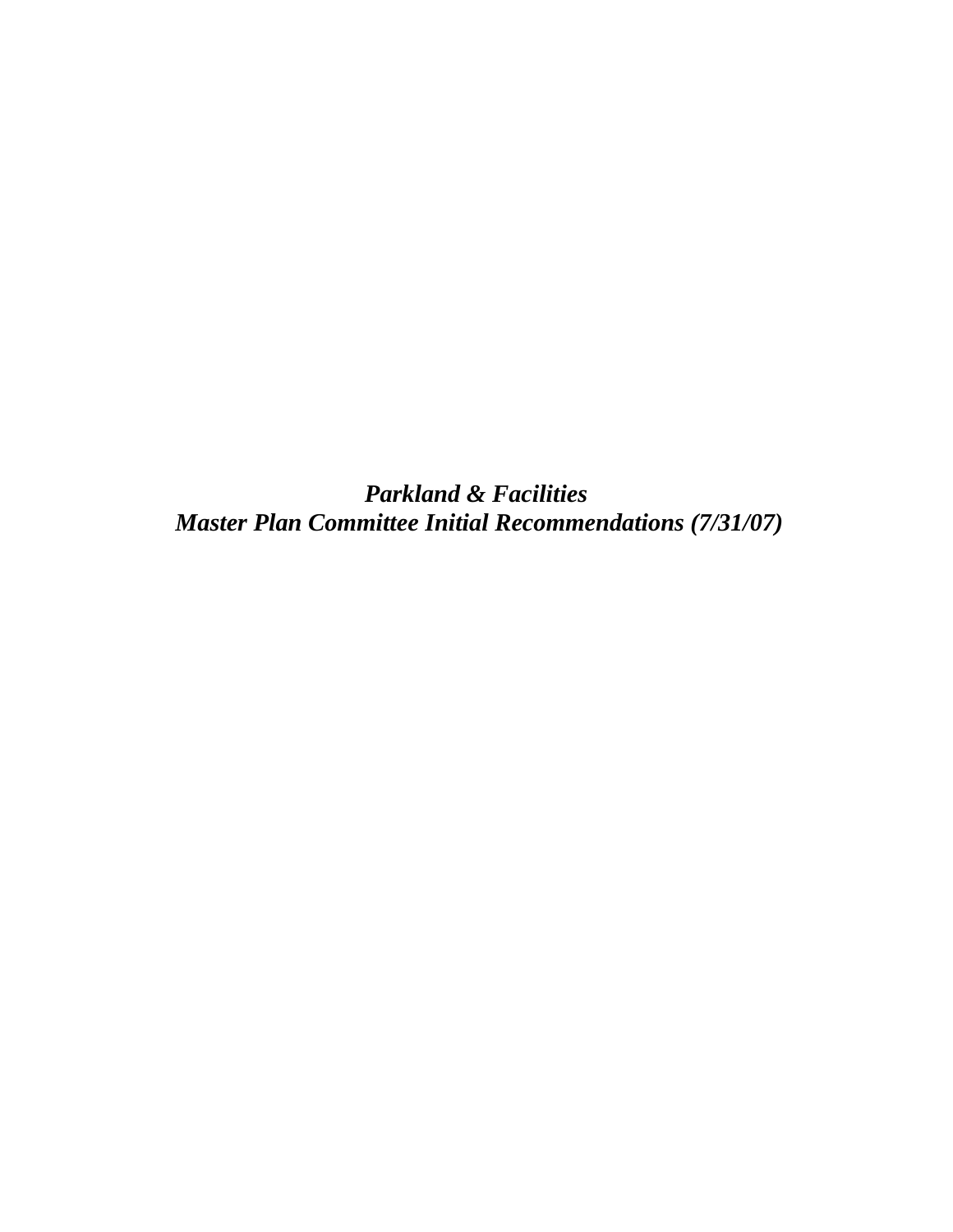***Parkland & Facilities***
***Master Plan Committee Initial Recommendations (7/31/07)***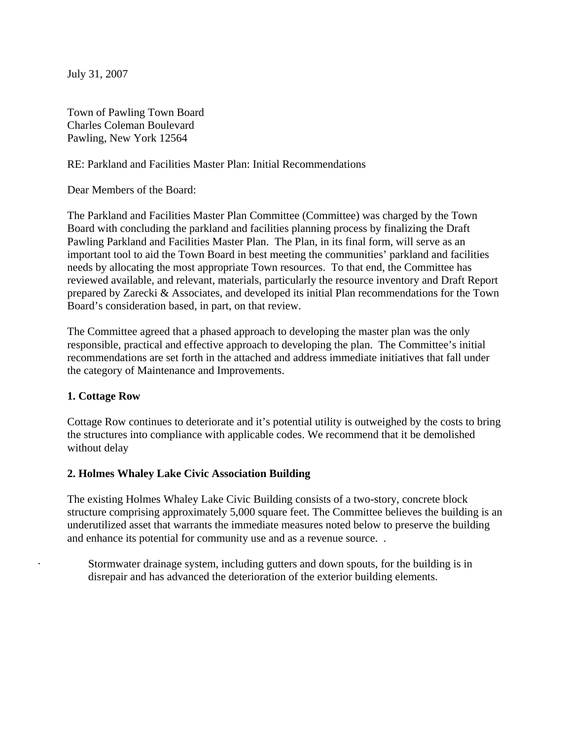July 31, 2007

Town of Pawling Town Board
Charles Coleman Boulevard
Pawling, New York 12564

RE: Parkland and Facilities Master Plan: Initial Recommendations

Dear Members of the Board:

The Parkland and Facilities Master Plan Committee (Committee) was charged by the Town Board with concluding the parkland and facilities planning process by finalizing the Draft Pawling Parkland and Facilities Master Plan. The Plan, in its final form, will serve as an important tool to aid the Town Board in best meeting the communities' parkland and facilities needs by allocating the most appropriate Town resources. To that end, the Committee has reviewed available, and relevant, materials, particularly the resource inventory and Draft Report prepared by Zarecki & Associates, and developed its initial Plan recommendations for the Town Board's consideration based, in part, on that review.

The Committee agreed that a phased approach to developing the master plan was the only responsible, practical and effective approach to developing the plan. The Committee's initial recommendations are set forth in the attached and address immediate initiatives that fall under the category of Maintenance and Improvements.

**1. Cottage Row**

Cottage Row continues to deteriorate and it's potential utility is outweighed by the costs to bring the structures into compliance with applicable codes. We recommend that it be demolished without delay

**2. Holmes Whaley Lake Civic Association Building**

The existing Holmes Whaley Lake Civic Building consists of a two-story, concrete block structure comprising approximately 5,000 square feet. The Committee believes the building is an underutilized asset that warrants the immediate measures noted below to preserve the building and enhance its potential for community use and as a revenue source. .

- Stormwater drainage system, including gutters and down spouts, for the building is in disrepair and has advanced the deterioration of the exterior building elements.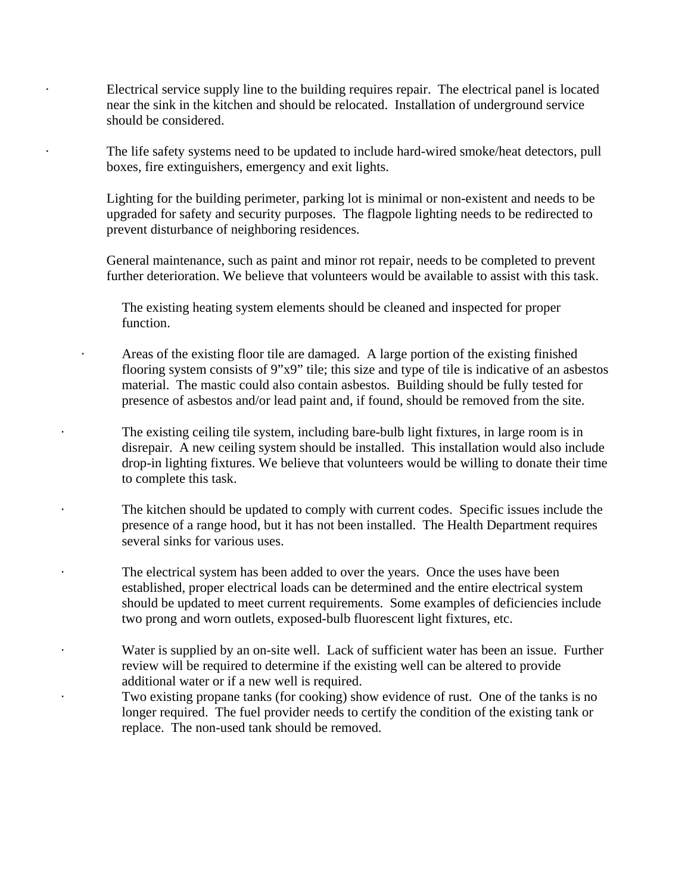- Electrical service supply line to the building requires repair. The electrical panel is located near the sink in the kitchen and should be relocated. Installation of underground service should be considered.

- The life safety systems need to be updated to include hard-wired smoke/heat detectors, pull boxes, fire extinguishers, emergency and exit lights.

  Lighting for the building perimeter, parking lot is minimal or non-existent and needs to be upgraded for safety and security purposes. The flagpole lighting needs to be redirected to prevent disturbance of neighboring residences.

  General maintenance, such as paint and minor rot repair, needs to be completed to prevent further deterioration. We believe that volunteers would be available to assist with this task.

  The existing heating system elements should be cleaned and inspected for proper function.

- Areas of the existing floor tile are damaged. A large portion of the existing finished flooring system consists of 9"x9" tile; this size and type of tile is indicative of an asbestos material. The mastic could also contain asbestos. Building should be fully tested for presence of asbestos and/or lead paint and, if found, should be removed from the site.

- The existing ceiling tile system, including bare-bulb light fixtures, in large room is in disrepair. A new ceiling system should be installed. This installation would also include drop-in lighting fixtures. We believe that volunteers would be willing to donate their time to complete this task.

- The kitchen should be updated to comply with current codes. Specific issues include the presence of a range hood, but it has not been installed. The Health Department requires several sinks for various uses.

- The electrical system has been added to over the years. Once the uses have been established, proper electrical loads can be determined and the entire electrical system should be updated to meet current requirements. Some examples of deficiencies include two prong and worn outlets, exposed-bulb fluorescent light fixtures, etc.

- Water is supplied by an on-site well. Lack of sufficient water has been an issue. Further review will be required to determine if the existing well can be altered to provide additional water or if a new well is required.
- Two existing propane tanks (for cooking) show evidence of rust. One of the tanks is no longer required. The fuel provider needs to certify the condition of the existing tank or replace. The non-used tank should be removed.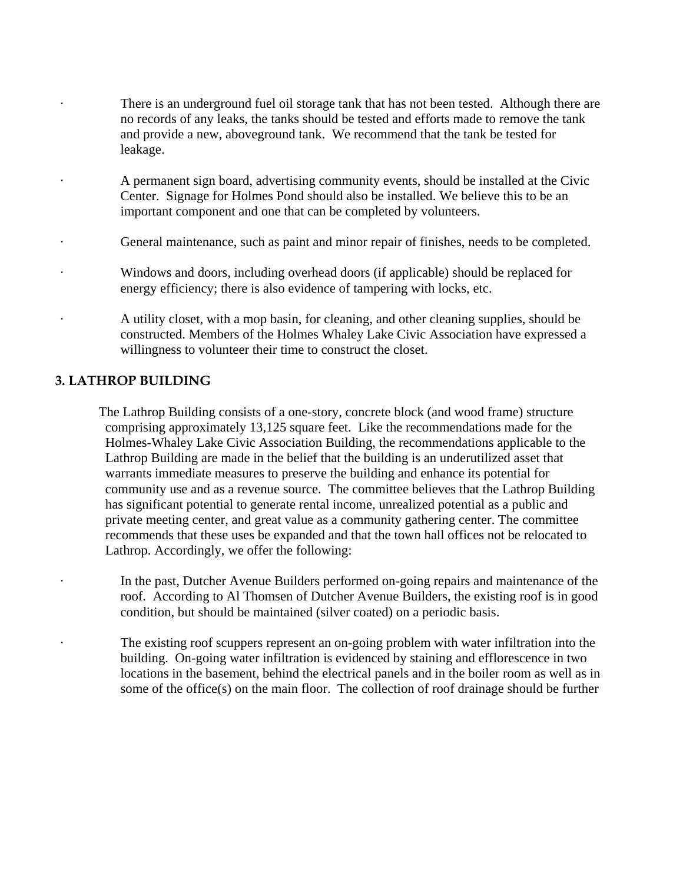- There is an underground fuel oil storage tank that has not been tested. Although there are no records of any leaks, the tanks should be tested and efforts made to remove the tank and provide a new, aboveground tank. We recommend that the tank be tested for leakage.

- A permanent sign board, advertising community events, should be installed at the Civic Center. Signage for Holmes Pond should also be installed. We believe this to be an important component and one that can be completed by volunteers.

- General maintenance, such as paint and minor repair of finishes, needs to be completed.

- Windows and doors, including overhead doors (if applicable) should be replaced for energy efficiency; there is also evidence of tampering with locks, etc.

- A utility closet, with a mop basin, for cleaning, and other cleaning supplies, should be constructed. Members of the Holmes Whaley Lake Civic Association have expressed a willingness to volunteer their time to construct the closet.

### 3. LATHROP BUILDING

The Lathrop Building consists of a one-story, concrete block (and wood frame) structure comprising approximately 13,125 square feet. Like the recommendations made for the Holmes-Whaley Lake Civic Association Building, the recommendations applicable to the Lathrop Building are made in the belief that the building is an underutilized asset that warrants immediate measures to preserve the building and enhance its potential for community use and as a revenue source. The committee believes that the Lathrop Building has significant potential to generate rental income, unrealized potential as a public and private meeting center, and great value as a community gathering center. The committee recommends that these uses be expanded and that the town hall offices not be relocated to Lathrop. Accordingly, we offer the following:

- In the past, Dutcher Avenue Builders performed on-going repairs and maintenance of the roof. According to Al Thomsen of Dutcher Avenue Builders, the existing roof is in good condition, but should be maintained (silver coated) on a periodic basis.

- The existing roof scuppers represent an on-going problem with water infiltration into the building. On-going water infiltration is evidenced by staining and efflorescence in two locations in the basement, behind the electrical panels and in the boiler room as well as in some of the office(s) on the main floor. The collection of roof drainage should be further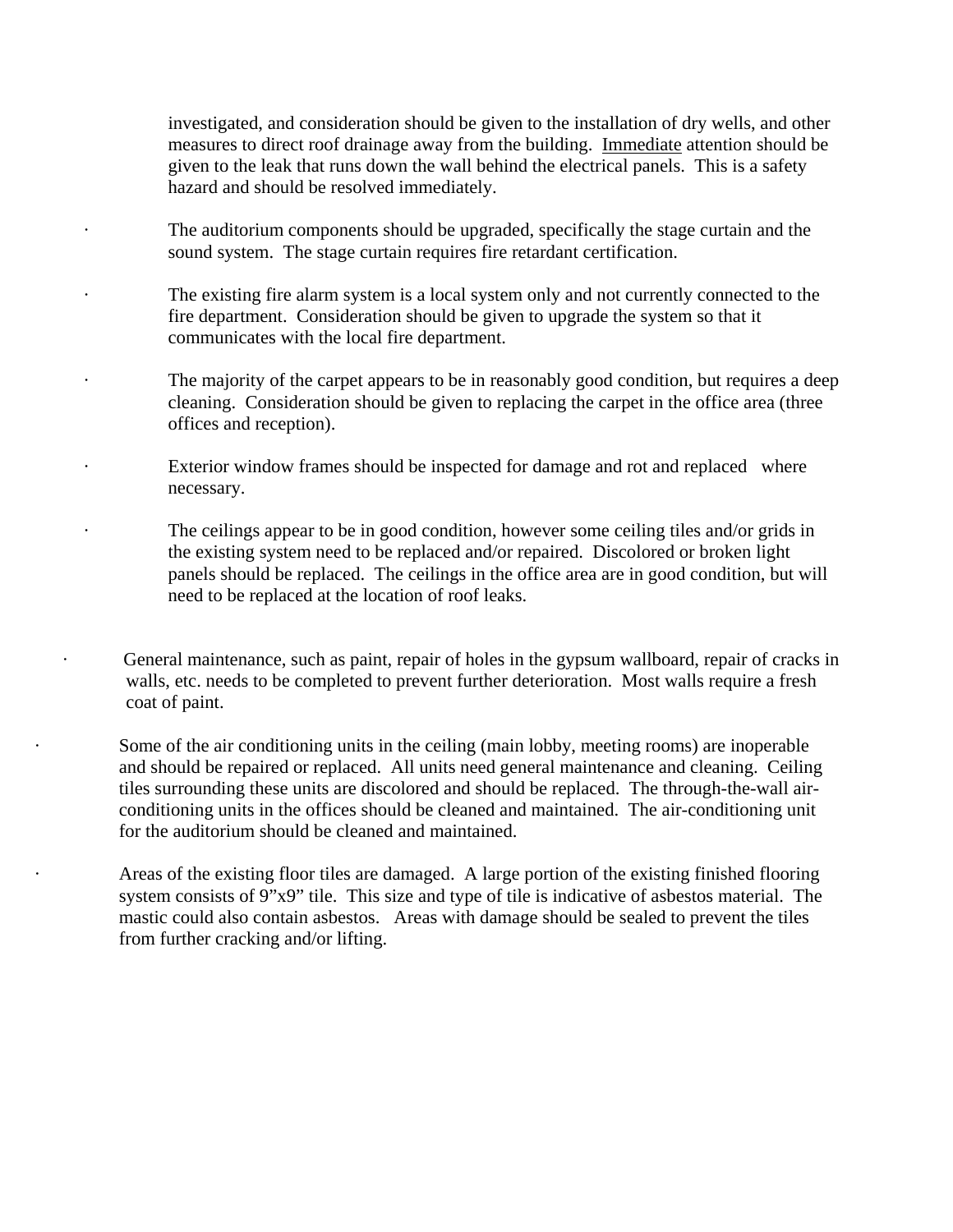investigated, and consideration should be given to the installation of dry wells, and other measures to direct roof drainage away from the building. Immediate attention should be given to the leak that runs down the wall behind the electrical panels. This is a safety hazard and should be resolved immediately.

- The auditorium components should be upgraded, specifically the stage curtain and the sound system. The stage curtain requires fire retardant certification.

- The existing fire alarm system is a local system only and not currently connected to the fire department. Consideration should be given to upgrade the system so that it communicates with the local fire department.

- The majority of the carpet appears to be in reasonably good condition, but requires a deep cleaning. Consideration should be given to replacing the carpet in the office area (three offices and reception).

- Exterior window frames should be inspected for damage and rot and replaced where necessary.

- The ceilings appear to be in good condition, however some ceiling tiles and/or grids in the existing system need to be replaced and/or repaired. Discolored or broken light panels should be replaced. The ceilings in the office area are in good condition, but will need to be replaced at the location of roof leaks.

- General maintenance, such as paint, repair of holes in the gypsum wallboard, repair of cracks in walls, etc. needs to be completed to prevent further deterioration. Most walls require a fresh coat of paint.

- Some of the air conditioning units in the ceiling (main lobby, meeting rooms) are inoperable and should be repaired or replaced. All units need general maintenance and cleaning. Ceiling tiles surrounding these units are discolored and should be replaced. The through-the-wall air-conditioning units in the offices should be cleaned and maintained. The air-conditioning unit for the auditorium should be cleaned and maintained.

- Areas of the existing floor tiles are damaged. A large portion of the existing finished flooring system consists of 9"x9" tile. This size and type of tile is indicative of asbestos material. The mastic could also contain asbestos. Areas with damage should be sealed to prevent the tiles from further cracking and/or lifting.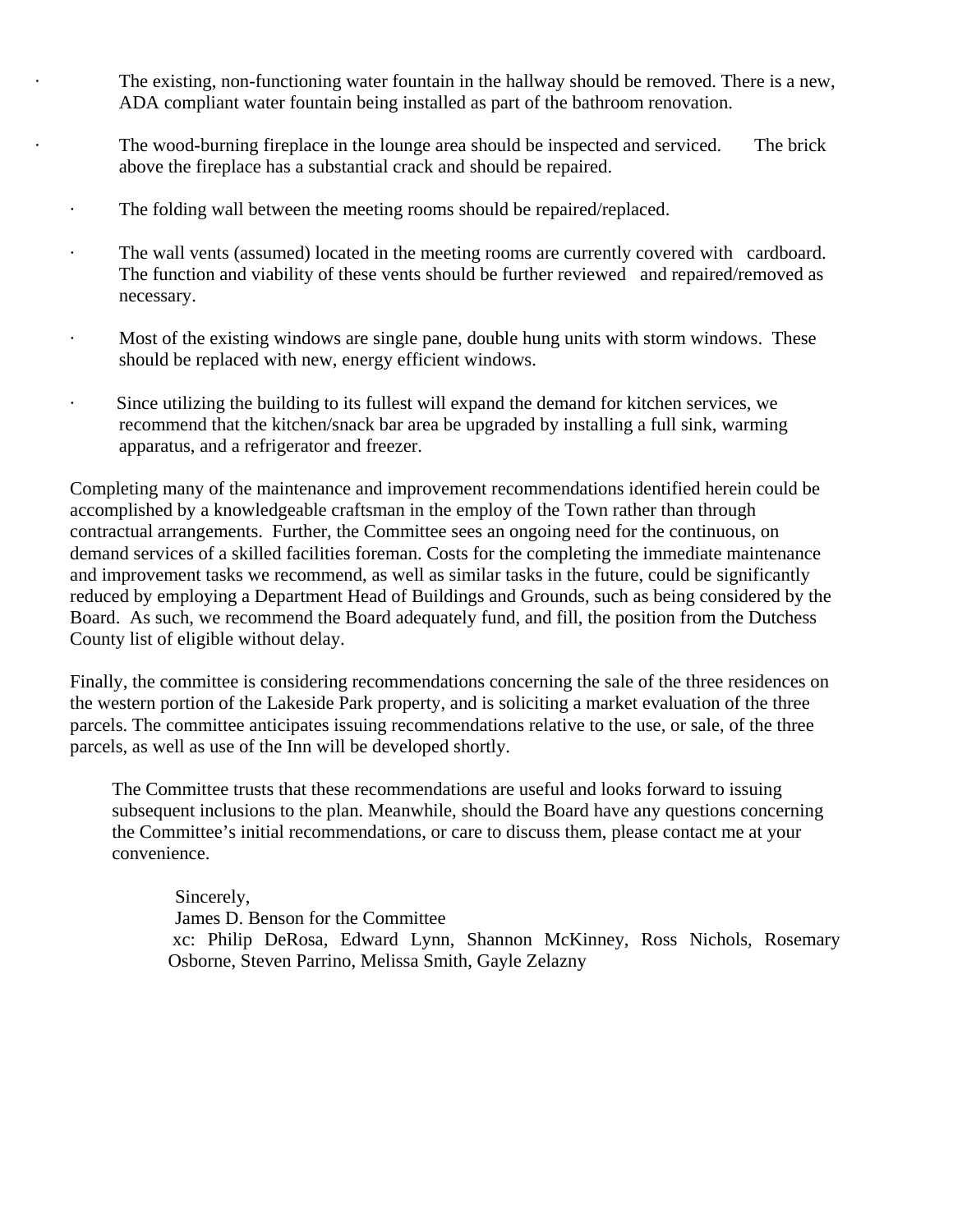- The existing, non-functioning water fountain in the hallway should be removed. There is a new, ADA compliant water fountain being installed as part of the bathroom renovation.

- The wood-burning fireplace in the lounge area should be inspected and serviced. The brick above the fireplace has a substantial crack and should be repaired.

- The folding wall between the meeting rooms should be repaired/replaced.

- The wall vents (assumed) located in the meeting rooms are currently covered with cardboard. The function and viability of these vents should be further reviewed and repaired/removed as necessary.

- Most of the existing windows are single pane, double hung units with storm windows. These should be replaced with new, energy efficient windows.

- Since utilizing the building to its fullest will expand the demand for kitchen services, we recommend that the kitchen/snack bar area be upgraded by installing a full sink, warming apparatus, and a refrigerator and freezer.

Completing many of the maintenance and improvement recommendations identified herein could be accomplished by a knowledgeable craftsman in the employ of the Town rather than through contractual arrangements. Further, the Committee sees an ongoing need for the continuous, on demand services of a skilled facilities foreman. Costs for the completing the immediate maintenance and improvement tasks we recommend, as well as similar tasks in the future, could be significantly reduced by employing a Department Head of Buildings and Grounds, such as being considered by the Board. As such, we recommend the Board adequately fund, and fill, the position from the Dutchess County list of eligible without delay.

Finally, the committee is considering recommendations concerning the sale of the three residences on the western portion of the Lakeside Park property, and is soliciting a market evaluation of the three parcels. The committee anticipates issuing recommendations relative to the use, or sale, of the three parcels, as well as use of the Inn will be developed shortly.

The Committee trusts that these recommendations are useful and looks forward to issuing subsequent inclusions to the plan. Meanwhile, should the Board have any questions concerning the Committee's initial recommendations, or care to discuss them, please contact me at your convenience.

Sincerely,
James D. Benson for the Committee
xc: Philip DeRosa, Edward Lynn, Shannon McKinney, Ross Nichols, Rosemary Osborne, Steven Parrino, Melissa Smith, Gayle Zelazny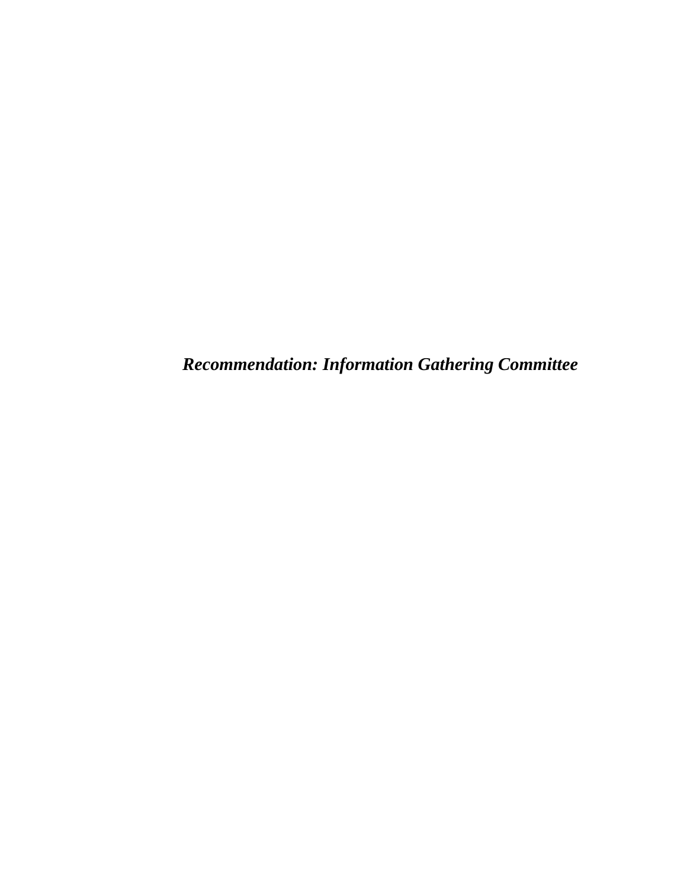***Recommendation: Information Gathering Committee***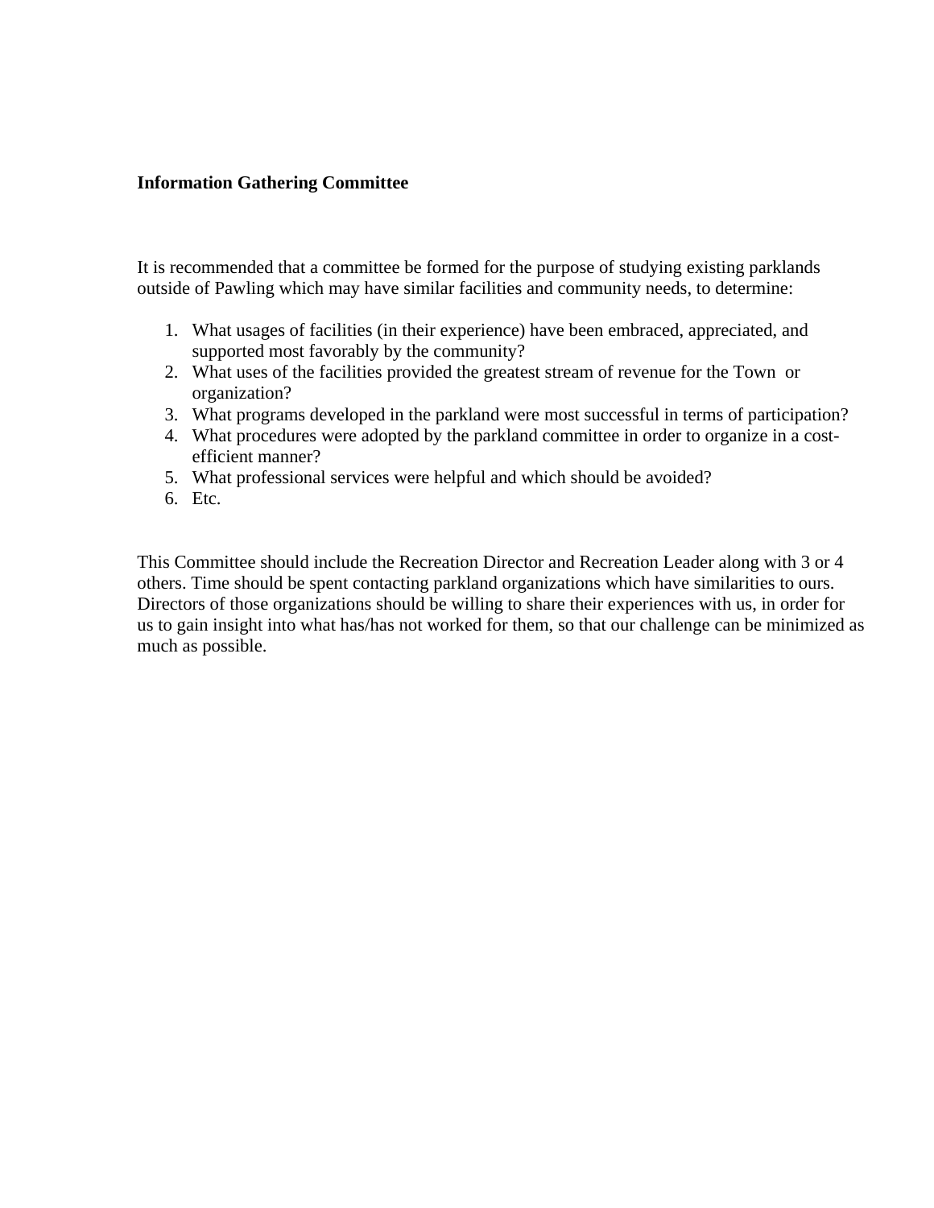**Information Gathering Committee**

It is recommended that a committee be formed for the purpose of studying existing parklands outside of Pawling which may have similar facilities and community needs, to determine:

1. What usages of facilities (in their experience) have been embraced, appreciated, and supported most favorably by the community?
2. What uses of the facilities provided the greatest stream of revenue for the Town or organization?
3. What programs developed in the parkland were most successful in terms of participation?
4. What procedures were adopted by the parkland committee in order to organize in a cost-efficient manner?
5. What professional services were helpful and which should be avoided?
6. Etc.

This Committee should include the Recreation Director and Recreation Leader along with 3 or 4 others. Time should be spent contacting parkland organizations which have similarities to ours. Directors of those organizations should be willing to share their experiences with us, in order for us to gain insight into what has/has not worked for them, so that our challenge can be minimized as much as possible.